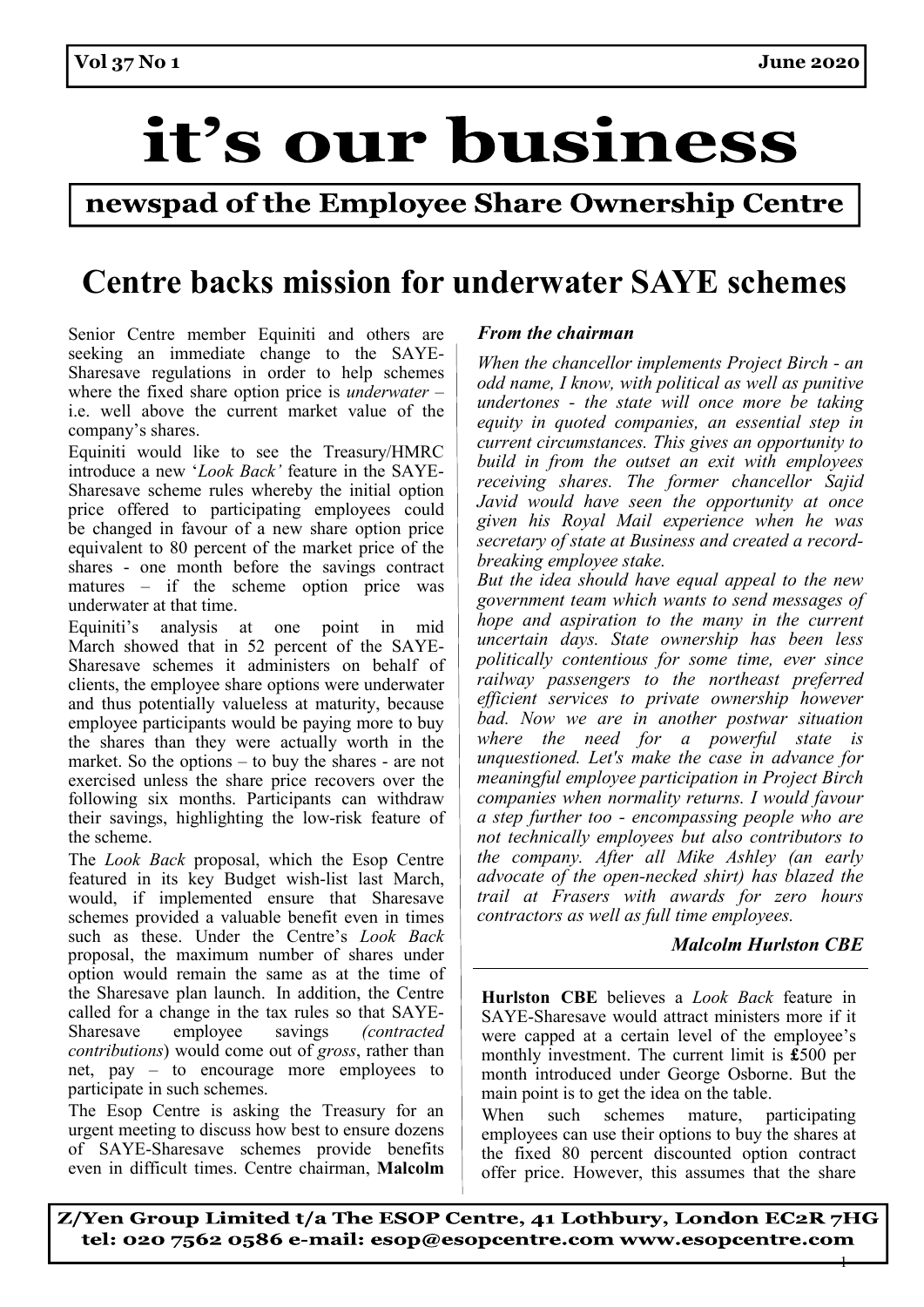# it’s our business

**newspad of the Employee Share Ownership Centre**

## Centre backs mission for underwater SAYE schemes

Senior Centre member Equiniti and others are seeking an immediate change to the SAYE-Sharesave regulations in order to help schemes where the fixed share option price is *underwater* – i.e. well above the current market value of the company’s shares.

Equiniti would like to see the Treasury/HMRC introduce a new ‘*Look Back’* feature in the SAYE-Sharesave scheme rules whereby the initial option price offered to participating employees could be changed in favour of a new share option price equivalent to 80 percent of the market price of the shares - one month before the savings contract matures – if the scheme option price was underwater at that time.

Equiniti’s analysis at one point in mid March showed that in 52 percent of the SAYE-Sharesave schemes it administers on behalf of clients, the employee share options were underwater and thus potentially valueless at maturity, because employee participants would be paying more to buy the shares than they were actually worth in the market. So the options – to buy the shares - are not exercised unless the share price recovers over the following six months. Participants can withdraw their savings, highlighting the low-risk feature of the scheme.

The *Look Back* proposal, which the Esop Centre featured in its key Budget wish-list last March, would, if implemented ensure that Sharesave schemes provided a valuable benefit even in times such as these. Under the Centre’s *Look Back* proposal, the maximum number of shares under option would remain the same as at the time of the Sharesave plan launch. In addition, the Centre called for a change in the tax rules so that SAYE-Sharesave employee savings *(contracted contributions*) would come out of *gross*, rather than net, pay – to encourage more employees to participate in such schemes.

The Esop Centre is asking the Treasury for an urgent meeting to discuss how best to ensure dozens of SAYE-Sharesave schemes provide benefits even in difficult times. Centre chairman, **Malcolm Hurlston CBE** believes a *Look Back* feature in SAYE-Sharesave would attract ministers more if it were capped at a certain level of the employee’s monthly investment. The current limit is **£**500 per month introduced under George Osborne. But the main point is to get the idea on the table.

When such schemes mature, participating employees can use their options to buy the shares at the fixed 80 percent discounted option contract offer price. However, this assumes that the share

***From the chairman***

*When the chancellor implements Project Birch - an odd name, I know, with political as well as punitive undertones - the state will once more be taking equity in quoted companies, an essential step in current circumstances. This gives an opportunity to build in from the outset an exit with employees receiving shares. The former chancellor Sajid Javid would have seen the opportunity at once given his Royal Mail experience when he was secretary of state at Business and created a record-breaking employee stake.*

*But the idea should have equal appeal to the new government team which wants to send messages of hope and aspiration to the many in the current uncertain days. State ownership has been less politically contentious for some time, ever since railway passengers to the northeast preferred efficient services to private ownership however bad. Now we are in another postwar situation where the need for a powerful state is unquestioned. Let's make the case in advance for meaningful employee participation in Project Birch companies when normality returns. I would favour a step further too - encompassing people who are not technically employees but also contributors to the company. After all Mike Ashley (an early advocate of the open-necked shirt) has blazed the trail at Frasers with awards for zero hours contractors as well as full time employees.*

***Malcolm Hurlston CBE***

**Z/Yen Group Limited t/a The ESOP Centre, 41 Lothbury, London EC2R 7HG**
**tel: 020 7562 0586 e-mail: esop@esopcentre.com www.esopcentre.com**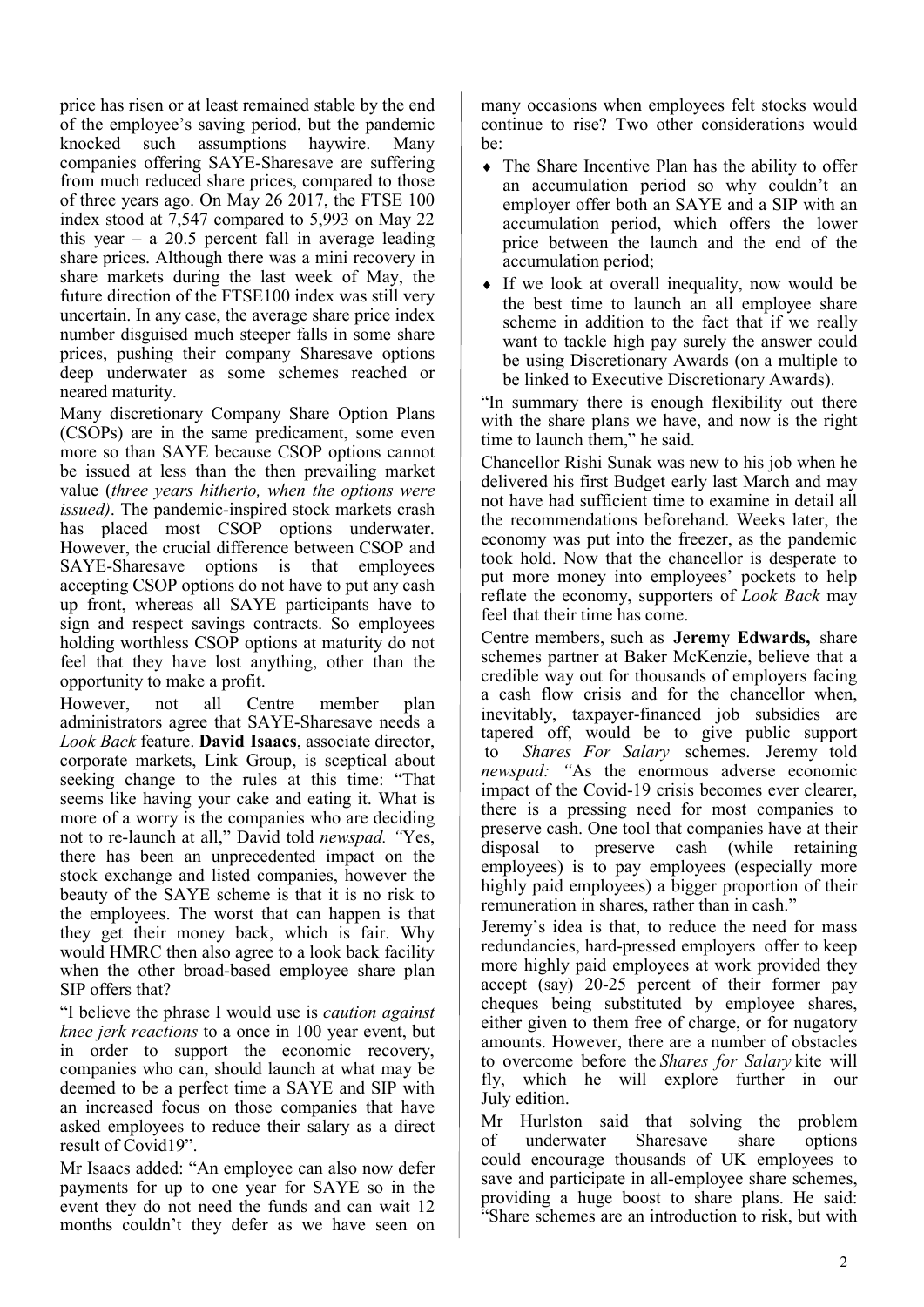price has risen or at least remained stable by the end of the employee's saving period, but the pandemic knocked such assumptions haywire. Many companies offering SAYE-Sharesave are suffering from much reduced share prices, compared to those of three years ago. On May 26 2017, the FTSE 100 index stood at 7,547 compared to 5,993 on May 22 this year – a 20.5 percent fall in average leading share prices. Although there was a mini recovery in share markets during the last week of May, the future direction of the FTSE100 index was still very uncertain. In any case, the average share price index number disguised much steeper falls in some share prices, pushing their company Sharesave options deep underwater as some schemes reached or neared maturity.

Many discretionary Company Share Option Plans (CSOPs) are in the same predicament, some even more so than SAYE because CSOP options cannot be issued at less than the then prevailing market value (*three years hitherto, when the options were issued)*. The pandemic-inspired stock markets crash has placed most CSOP options underwater. However, the crucial difference between CSOP and SAYE-Sharesave options is that employees accepting CSOP options do not have to put any cash up front, whereas all SAYE participants have to sign and respect savings contracts. So employees holding worthless CSOP options at maturity do not feel that they have lost anything, other than the opportunity to make a profit.

However, not all Centre member plan administrators agree that SAYE-Sharesave needs a *Look Back* feature. **David Isaacs**, associate director, corporate markets, Link Group, is sceptical about seeking change to the rules at this time: "That seems like having your cake and eating it. What is more of a worry is the companies who are deciding not to re-launch at all," David told *newspad. "*Yes, there has been an unprecedented impact on the stock exchange and listed companies, however the beauty of the SAYE scheme is that it is no risk to the employees. The worst that can happen is that they get their money back, which is fair. Why would HMRC then also agree to a look back facility when the other broad-based employee share plan SIP offers that?

"I believe the phrase I would use is *caution against knee jerk reactions* to a once in 100 year event, but in order to support the economic recovery, companies who can, should launch at what may be deemed to be a perfect time a SAYE and SIP with an increased focus on those companies that have asked employees to reduce their salary as a direct result of Covid19".

Mr Isaacs added: "An employee can also now defer payments for up to one year for SAYE so in the event they do not need the funds and can wait 12 months couldn't they defer as we have seen on many occasions when employees felt stocks would continue to rise? Two other considerations would be:

- The Share Incentive Plan has the ability to offer an accumulation period so why couldn't an employer offer both an SAYE and a SIP with an accumulation period, which offers the lower price between the launch and the end of the accumulation period;
- If we look at overall inequality, now would be the best time to launch an all employee share scheme in addition to the fact that if we really want to tackle high pay surely the answer could be using Discretionary Awards (on a multiple to be linked to Executive Discretionary Awards).

"In summary there is enough flexibility out there with the share plans we have, and now is the right time to launch them," he said.

Chancellor Rishi Sunak was new to his job when he delivered his first Budget early last March and may not have had sufficient time to examine in detail all the recommendations beforehand. Weeks later, the economy was put into the freezer, as the pandemic took hold. Now that the chancellor is desperate to put more money into employees' pockets to help reflate the economy, supporters of *Look Back* may feel that their time has come.

Centre members, such as **Jeremy Edwards,** share schemes partner at Baker McKenzie, believe that a credible way out for thousands of employers facing a cash flow crisis and for the chancellor when, inevitably, taxpayer-financed job subsidies are tapered off, would be to give public support to *Shares For Salary* schemes. Jeremy told *newspad: "*As the enormous adverse economic impact of the Covid-19 crisis becomes ever clearer, there is a pressing need for most companies to preserve cash. One tool that companies have at their disposal to preserve cash (while retaining employees) is to pay employees (especially more highly paid employees) a bigger proportion of their remuneration in shares, rather than in cash."

Jeremy's idea is that, to reduce the need for mass redundancies, hard-pressed employers offer to keep more highly paid employees at work provided they accept (say) 20-25 percent of their former pay cheques being substituted by employee shares, either given to them free of charge, or for nugatory amounts. However, there are a number of obstacles to overcome before the *Shares for Salary* kite will fly, which he will explore further in our July edition.

Mr Hurlston said that solving the problem of underwater Sharesave share options could encourage thousands of UK employees to save and participate in all-employee share schemes, providing a huge boost to share plans. He said: "Share schemes are an introduction to risk, but with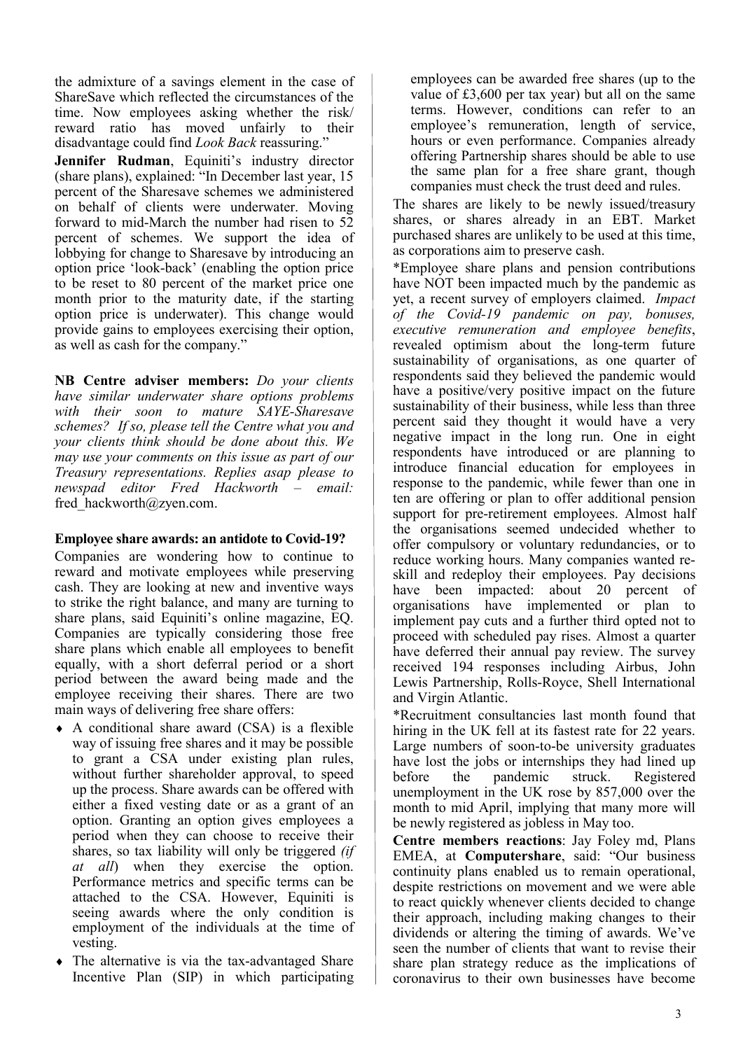the admixture of a savings element in the case of ShareSave which reflected the circumstances of the time. Now employees asking whether the risk/ reward ratio has moved unfairly to their disadvantage could find *Look Back* reassuring."

**Jennifer Rudman**, Equiniti's industry director (share plans), explained: "In December last year, 15 percent of the Sharesave schemes we administered on behalf of clients were underwater. Moving forward to mid-March the number had risen to 52 percent of schemes. We support the idea of lobbying for change to Sharesave by introducing an option price 'look-back' (enabling the option price to be reset to 80 percent of the market price one month prior to the maturity date, if the starting option price is underwater). This change would provide gains to employees exercising their option, as well as cash for the company."

**NB Centre adviser members:** *Do your clients have similar underwater share options problems with their soon to mature SAYE-Sharesave schemes? If so, please tell the Centre what you and your clients think should be done about this. We may use your comments on this issue as part of our Treasury representations. Replies asap please to newspad editor Fred Hackworth – email:* fred_hackworth@zyen.com.

**Employee share awards: an antidote to Covid-19?**

Companies are wondering how to continue to reward and motivate employees while preserving cash. They are looking at new and inventive ways to strike the right balance, and many are turning to share plans, said Equiniti's online magazine, EQ. Companies are typically considering those free share plans which enable all employees to benefit equally, with a short deferral period or a short period between the award being made and the employee receiving their shares. There are two main ways of delivering free share offers:

- A conditional share award (CSA) is a flexible way of issuing free shares and it may be possible to grant a CSA under existing plan rules, without further shareholder approval, to speed up the process. Share awards can be offered with either a fixed vesting date or as a grant of an option. Granting an option gives employees a period when they can choose to receive their shares, so tax liability will only be triggered *(if at all*) when they exercise the option. Performance metrics and specific terms can be attached to the CSA. However, Equiniti is seeing awards where the only condition is employment of the individuals at the time of vesting.
- The alternative is via the tax-advantaged Share Incentive Plan (SIP) in which participating employees can be awarded free shares (up to the value of £3,600 per tax year) but all on the same terms. However, conditions can refer to an employee's remuneration, length of service, hours or even performance. Companies already offering Partnership shares should be able to use the same plan for a free share grant, though companies must check the trust deed and rules.

The shares are likely to be newly issued/treasury shares, or shares already in an EBT. Market purchased shares are unlikely to be used at this time, as corporations aim to preserve cash.

*Employee share plans and pension contributions have NOT been impacted much by the pandemic as yet, a recent survey of employers claimed. *Impact of the Covid-19 pandemic on pay, bonuses, executive remuneration and employee benefits*, revealed optimism about the long-term future sustainability of organisations, as one quarter of respondents said they believed the pandemic would have a positive/very positive impact on the future sustainability of their business, while less than three percent said they thought it would have a very negative impact in the long run. One in eight respondents have introduced or are planning to introduce financial education for employees in response to the pandemic, while fewer than one in ten are offering or plan to offer additional pension support for pre-retirement employees. Almost half the organisations seemed undecided whether to offer compulsory or voluntary redundancies, or to reduce working hours. Many companies wanted re-skill and redeploy their employees. Pay decisions have been impacted: about 20 percent of organisations have implemented or plan to implement pay cuts and a further third opted not to proceed with scheduled pay rises. Almost a quarter have deferred their annual pay review. The survey received 194 responses including Airbus, John Lewis Partnership, Rolls-Royce, Shell International and Virgin Atlantic.

*Recruitment consultancies last month found that hiring in the UK fell at its fastest rate for 22 years. Large numbers of soon-to-be university graduates have lost the jobs or internships they had lined up before the pandemic struck. Registered unemployment in the UK rose by 857,000 over the month to mid April, implying that many more will be newly registered as jobless in May too.

**Centre members reactions**: Jay Foley md, Plans EMEA, at **Computershare**, said: "Our business continuity plans enabled us to remain operational, despite restrictions on movement and we were able to react quickly whenever clients decided to change their approach, including making changes to their dividends or altering the timing of awards. We've seen the number of clients that want to revise their share plan strategy reduce as the implications of coronavirus to their own businesses have become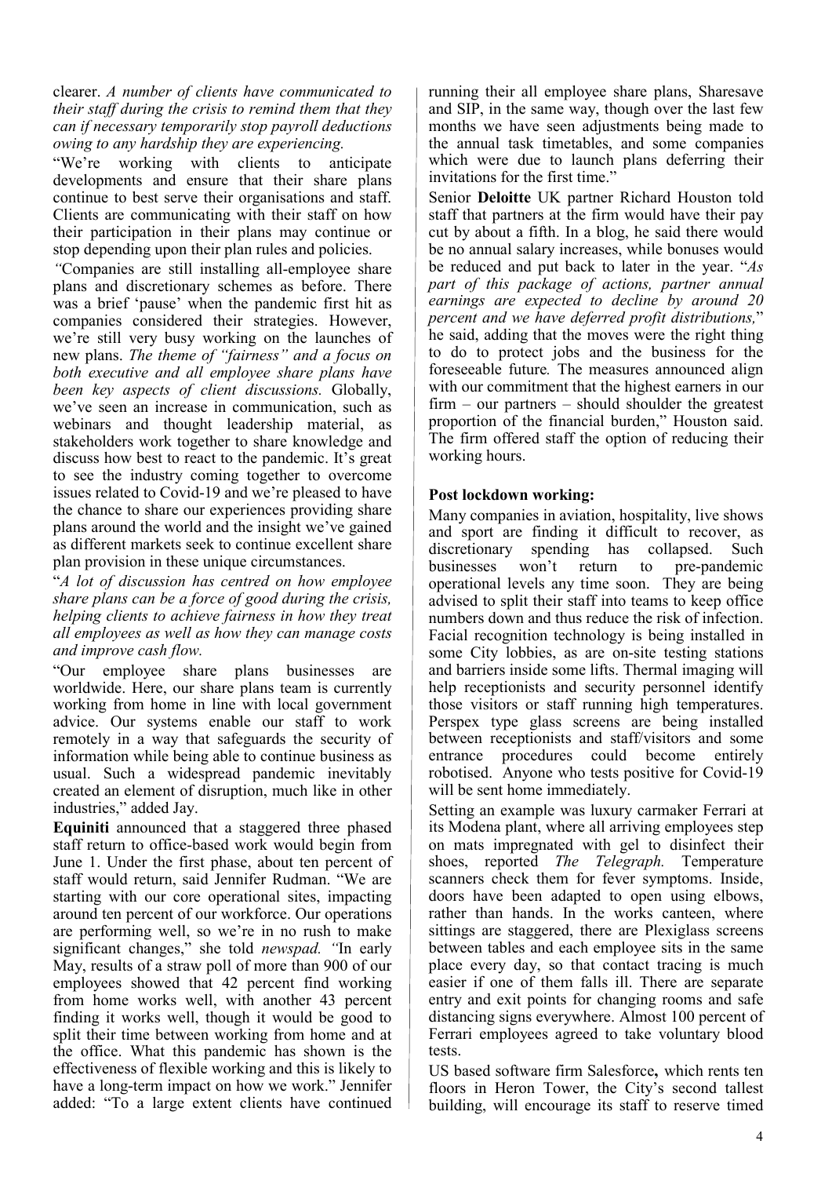clearer. *A number of clients have communicated to their staff during the crisis to remind them that they can if necessary temporarily stop payroll deductions owing to any hardship they are experiencing.*

"We're working with clients to anticipate developments and ensure that their share plans continue to best serve their organisations and staff. Clients are communicating with their staff on how their participation in their plans may continue or stop depending upon their plan rules and policies.

*"*Companies are still installing all-employee share plans and discretionary schemes as before. There was a brief 'pause' when the pandemic first hit as companies considered their strategies. However, we're still very busy working on the launches of new plans. *The theme of "fairness" and a focus on both executive and all employee share plans have been key aspects of client discussions.* Globally, we've seen an increase in communication, such as webinars and thought leadership material, as stakeholders work together to share knowledge and discuss how best to react to the pandemic. It's great to see the industry coming together to overcome issues related to Covid-19 and we're pleased to have the chance to share our experiences providing share plans around the world and the insight we've gained as different markets seek to continue excellent share plan provision in these unique circumstances.

"*A lot of discussion has centred on how employee share plans can be a force of good during the crisis, helping clients to achieve fairness in how they treat all employees as well as how they can manage costs and improve cash flow.*

"Our employee share plans businesses are worldwide. Here, our share plans team is currently working from home in line with local government advice. Our systems enable our staff to work remotely in a way that safeguards the security of information while being able to continue business as usual. Such a widespread pandemic inevitably created an element of disruption, much like in other industries," added Jay.

**Equiniti** announced that a staggered three phased staff return to office-based work would begin from June 1. Under the first phase, about ten percent of staff would return, said Jennifer Rudman. "We are starting with our core operational sites, impacting around ten percent of our workforce. Our operations are performing well, so we're in no rush to make significant changes," she told *newspad. "*In early May, results of a straw poll of more than 900 of our employees showed that 42 percent find working from home works well, with another 43 percent finding it works well, though it would be good to split their time between working from home and at the office. What this pandemic has shown is the effectiveness of flexible working and this is likely to have a long-term impact on how we work." Jennifer added: "To a large extent clients have continued running their all employee share plans, Sharesave and SIP, in the same way, though over the last few months we have seen adjustments being made to the annual task timetables, and some companies which were due to launch plans deferring their invitations for the first time."

Senior **Deloitte** UK partner Richard Houston told staff that partners at the firm would have their pay cut by about a fifth. In a blog, he said there would be no annual salary increases, while bonuses would be reduced and put back to later in the year. "*As part of this package of actions, partner annual earnings are expected to decline by around 20 percent and we have deferred profit distributions,*" he said, adding that the moves were the right thing to do to protect jobs and the business for the foreseeable future*.* The measures announced align with our commitment that the highest earners in our firm – our partners – should shoulder the greatest proportion of the financial burden," Houston said. The firm offered staff the option of reducing their working hours.

**Post lockdown working:**

Many companies in aviation, hospitality, live shows and sport are finding it difficult to recover, as discretionary spending has collapsed. Such businesses won't return to pre-pandemic operational levels any time soon. They are being advised to split their staff into teams to keep office numbers down and thus reduce the risk of infection. Facial recognition technology is being installed in some City lobbies, as are on-site testing stations and barriers inside some lifts. Thermal imaging will help receptionists and security personnel identify those visitors or staff running high temperatures. Perspex type glass screens are being installed between receptionists and staff/visitors and some entrance procedures could become entirely robotised. Anyone who tests positive for Covid-19 will be sent home immediately.

Setting an example was luxury carmaker Ferrari at its Modena plant, where all arriving employees step on mats impregnated with gel to disinfect their shoes, reported *The Telegraph.* Temperature scanners check them for fever symptoms. Inside, doors have been adapted to open using elbows, rather than hands. In the works canteen, where sittings are staggered, there are Plexiglass screens between tables and each employee sits in the same place every day, so that contact tracing is much easier if one of them falls ill. There are separate entry and exit points for changing rooms and safe distancing signs everywhere. Almost 100 percent of Ferrari employees agreed to take voluntary blood tests.

US based software firm Salesforce**,** which rents ten floors in Heron Tower, the City's second tallest building, will encourage its staff to reserve timed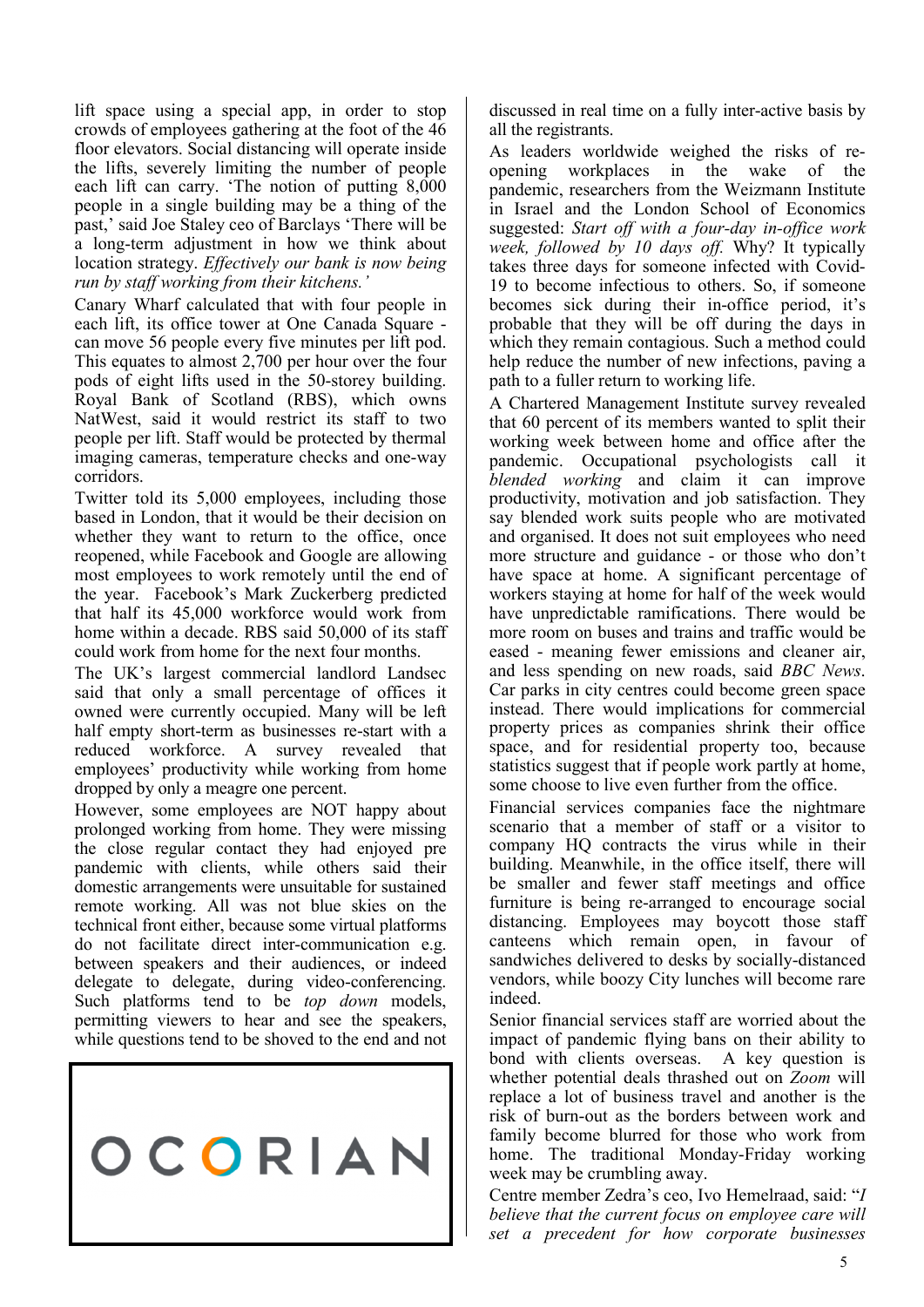lift space using a special app, in order to stop crowds of employees gathering at the foot of the 46 floor elevators. Social distancing will operate inside the lifts, severely limiting the number of people each lift can carry. 'The notion of putting 8,000 people in a single building may be a thing of the past,' said Joe Staley ceo of Barclays 'There will be a long-term adjustment in how we think about location strategy. *Effectively our bank is now being run by staff working from their kitchens.'*

Canary Wharf calculated that with four people in each lift, its office tower at One Canada Square - can move 56 people every five minutes per lift pod. This equates to almost 2,700 per hour over the four pods of eight lifts used in the 50-storey building. Royal Bank of Scotland (RBS), which owns NatWest, said it would restrict its staff to two people per lift. Staff would be protected by thermal imaging cameras, temperature checks and one-way corridors.

Twitter told its 5,000 employees, including those based in London, that it would be their decision on whether they want to return to the office, once reopened, while Facebook and Google are allowing most employees to work remotely until the end of the year. Facebook's Mark Zuckerberg predicted that half its 45,000 workforce would work from home within a decade. RBS said 50,000 of its staff could work from home for the next four months.

The UK's largest commercial landlord Landsec said that only a small percentage of offices it owned were currently occupied. Many will be left half empty short-term as businesses re-start with a reduced workforce. A survey revealed that employees' productivity while working from home dropped by only a meagre one percent.

However, some employees are NOT happy about prolonged working from home. They were missing the close regular contact they had enjoyed pre pandemic with clients, while others said their domestic arrangements were unsuitable for sustained remote working. All was not blue skies on the technical front either, because some virtual platforms do not facilitate direct inter-communication e.g. between speakers and their audiences, or indeed delegate to delegate, during video-conferencing. Such platforms tend to be *top down* models, permitting viewers to hear and see the speakers, while questions tend to be shoved to the end and not discussed in real time on a fully inter-active basis by all the registrants.

OCORIAN

As leaders worldwide weighed the risks of re-opening workplaces in the wake of the pandemic, researchers from the Weizmann Institute in Israel and the London School of Economics suggested: *Start off with a four-day in-office work week, followed by 10 days off.* Why? It typically takes three days for someone infected with Covid-19 to become infectious to others. So, if someone becomes sick during their in-office period, it's probable that they will be off during the days in which they remain contagious. Such a method could help reduce the number of new infections, paving a path to a fuller return to working life.

A Chartered Management Institute survey revealed that 60 percent of its members wanted to split their working week between home and office after the pandemic. Occupational psychologists call it *blended working* and claim it can improve productivity, motivation and job satisfaction. They say blended work suits people who are motivated and organised. It does not suit employees who need more structure and guidance - or those who don't have space at home. A significant percentage of workers staying at home for half of the week would have unpredictable ramifications. There would be more room on buses and trains and traffic would be eased - meaning fewer emissions and cleaner air, and less spending on new roads, said *BBC News*. Car parks in city centres could become green space instead. There would implications for commercial property prices as companies shrink their office space, and for residential property too, because statistics suggest that if people work partly at home, some choose to live even further from the office.

Financial services companies face the nightmare scenario that a member of staff or a visitor to company HQ contracts the virus while in their building. Meanwhile, in the office itself, there will be smaller and fewer staff meetings and office furniture is being re-arranged to encourage social distancing. Employees may boycott those staff canteens which remain open, in favour of sandwiches delivered to desks by socially-distanced vendors, while boozy City lunches will become rare indeed.

Senior financial services staff are worried about the impact of pandemic flying bans on their ability to bond with clients overseas. A key question is whether potential deals thrashed out on *Zoom* will replace a lot of business travel and another is the risk of burn-out as the borders between work and family become blurred for those who work from home. The traditional Monday-Friday working week may be crumbling away.

Centre member Zedra's ceo, Ivo Hemelraad, said: "*I believe that the current focus on employee care will set a precedent for how corporate businesses*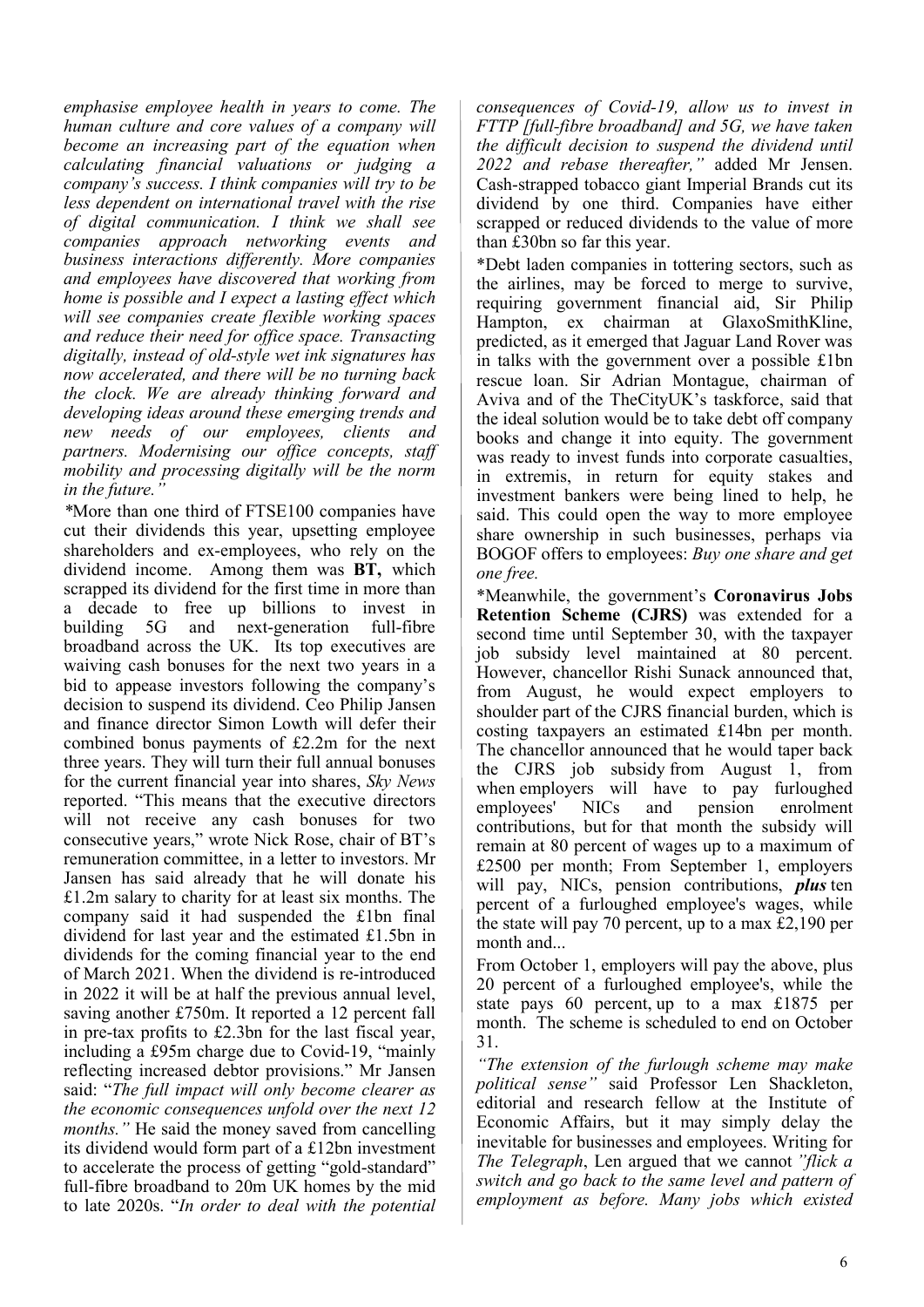*emphasise employee health in years to come. The human culture and core values of a company will become an increasing part of the equation when calculating financial valuations or judging a company's success. I think companies will try to be less dependent on international travel with the rise of digital communication. I think we shall see companies approach networking events and business interactions differently. More companies and employees have discovered that working from home is possible and I expect a lasting effect which will see companies create flexible working spaces and reduce their need for office space. Transacting digitally, instead of old-style wet ink signatures has now accelerated, and there will be no turning back the clock. We are already thinking forward and developing ideas around these emerging trends and new needs of our employees, clients and partners. Modernising our office concepts, staff mobility and processing digitally will be the norm in the future."*

*More than one third of FTSE100 companies have cut their dividends this year, upsetting employee shareholders and ex-employees, who rely on the dividend income. Among them was **BT,** which scrapped its dividend for the first time in more than a decade to free up billions to invest in building 5G and next-generation full-fibre broadband across the UK. Its top executives are waiving cash bonuses for the next two years in a bid to appease investors following the company's decision to suspend its dividend. Ceo Philip Jansen and finance director Simon Lowth will defer their combined bonus payments of £2.2m for the next three years. They will turn their full annual bonuses for the current financial year into shares, *Sky News* reported. "This means that the executive directors will not receive any cash bonuses for two consecutive years," wrote Nick Rose, chair of BT's remuneration committee, in a letter to investors. Mr Jansen has said already that he will donate his £1.2m salary to charity for at least six months. The company said it had suspended the £1bn final dividend for last year and the estimated £1.5bn in dividends for the coming financial year to the end of March 2021. When the dividend is re-introduced in 2022 it will be at half the previous annual level, saving another £750m. It reported a 12 percent fall in pre-tax profits to £2.3bn for the last fiscal year, including a £95m charge due to Covid-19, "mainly reflecting increased debtor provisions." Mr Jansen said: "*The full impact will only become clearer as the economic consequences unfold over the next 12 months."* He said the money saved from cancelling its dividend would form part of a £12bn investment to accelerate the process of getting "gold-standard" full-fibre broadband to 20m UK homes by the mid to late 2020s. "*In order to deal with the potential consequences of Covid-19, allow us to invest in FTTP [full-fibre broadband] and 5G, we have taken the difficult decision to suspend the dividend until 2022 and rebase thereafter,"* added Mr Jensen. Cash-strapped tobacco giant Imperial Brands cut its dividend by one third. Companies have either scrapped or reduced dividends to the value of more than £30bn so far this year.

*Debt laden companies in tottering sectors, such as the airlines, may be forced to merge to survive, requiring government financial aid, Sir Philip Hampton, ex chairman at GlaxoSmithKline, predicted, as it emerged that Jaguar Land Rover was in talks with the government over a possible £1bn rescue loan. Sir Adrian Montague, chairman of Aviva and of the TheCityUK's taskforce, said that the ideal solution would be to take debt off company books and change it into equity. The government was ready to invest funds into corporate casualties, in extremis, in return for equity stakes and investment bankers were being lined to help, he said. This could open the way to more employee share ownership in such businesses, perhaps via BOGOF offers to employees: *Buy one share and get one free.*

*Meanwhile, the government's **Coronavirus Jobs Retention Scheme (CJRS)** was extended for a second time until September 30, with the taxpayer job subsidy level maintained at 80 percent. However, chancellor Rishi Sunack announced that, from August, he would expect employers to shoulder part of the CJRS financial burden, which is costing taxpayers an estimated £14bn per month. The chancellor announced that he would taper back the CJRS job subsidy from August 1, from when employers will have to pay furloughed employees' NICs and pension enrolment contributions, but for that month the subsidy will remain at 80 percent of wages up to a maximum of £2500 per month; From September 1, employers will pay, NICs, pension contributions, ***plus*** ten percent of a furloughed employee's wages, while the state will pay 70 percent, up to a max £2,190 per month and...

From October 1, employers will pay the above, plus 20 percent of a furloughed employee's, while the state pays 60 percent, up to a max £1875 per month. The scheme is scheduled to end on October 31.

*"The extension of the furlough scheme may make political sense"* said Professor Len Shackleton, editorial and research fellow at the Institute of Economic Affairs, but it may simply delay the inevitable for businesses and employees. Writing for *The Telegraph*, Len argued that we cannot *"flick a switch and go back to the same level and pattern of employment as before. Many jobs which existed*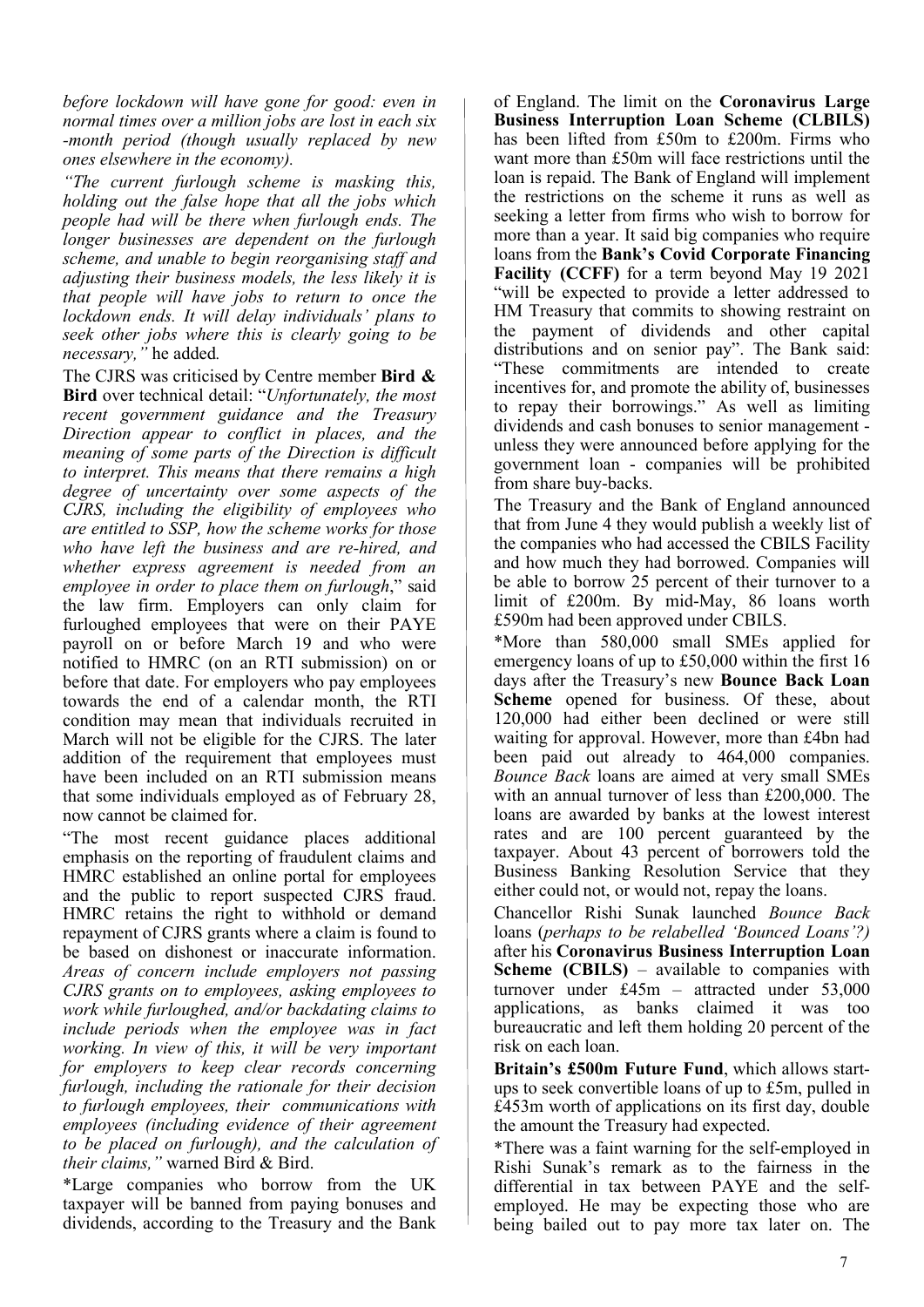*before lockdown will have gone for good: even in normal times over a million jobs are lost in each six -month period (though usually replaced by new ones elsewhere in the economy).*

*"The current furlough scheme is masking this, holding out the false hope that all the jobs which people had will be there when furlough ends. The longer businesses are dependent on the furlough scheme, and unable to begin reorganising staff and adjusting their business models, the less likely it is that people will have jobs to return to once the lockdown ends. It will delay individuals' plans to seek other jobs where this is clearly going to be necessary,"* he added*.*

The CJRS was criticised by Centre member **Bird & Bird** over technical detail: "*Unfortunately, the most recent government guidance and the Treasury Direction appear to conflict in places, and the meaning of some parts of the Direction is difficult to interpret. This means that there remains a high degree of uncertainty over some aspects of the CJRS, including the eligibility of employees who are entitled to SSP, how the scheme works for those who have left the business and are re-hired, and whether express agreement is needed from an employee in order to place them on furlough*," said the law firm. Employers can only claim for furloughed employees that were on their PAYE payroll on or before March 19 and who were notified to HMRC (on an RTI submission) on or before that date. For employers who pay employees towards the end of a calendar month, the RTI condition may mean that individuals recruited in March will not be eligible for the CJRS. The later addition of the requirement that employees must have been included on an RTI submission means that some individuals employed as of February 28, now cannot be claimed for.

"The most recent guidance places additional emphasis on the reporting of fraudulent claims and HMRC established an online portal for employees and the public to report suspected CJRS fraud. HMRC retains the right to withhold or demand repayment of CJRS grants where a claim is found to be based on dishonest or inaccurate information. *Areas of concern include employers not passing CJRS grants on to employees, asking employees to work while furloughed, and/or backdating claims to include periods when the employee was in fact working. In view of this, it will be very important for employers to keep clear records concerning furlough, including the rationale for their decision to furlough employees, their communications with employees (including evidence of their agreement to be placed on furlough), and the calculation of their claims,"* warned Bird & Bird.

*Large companies who borrow from the UK taxpayer will be banned from paying bonuses and dividends, according to the Treasury and the Bank of England. The limit on the **Coronavirus Large Business Interruption Loan Scheme (CLBILS)** has been lifted from £50m to £200m. Firms who want more than £50m will face restrictions until the loan is repaid. The Bank of England will implement the restrictions on the scheme it runs as well as seeking a letter from firms who wish to borrow for more than a year. It said big companies who require loans from the **Bank's Covid Corporate Financing Facility (CCFF)** for a term beyond May 19 2021 "will be expected to provide a letter addressed to HM Treasury that commits to showing restraint on the payment of dividends and other capital distributions and on senior pay". The Bank said: "These commitments are intended to create incentives for, and promote the ability of, businesses to repay their borrowings." As well as limiting dividends and cash bonuses to senior management - unless they were announced before applying for the government loan - companies will be prohibited from share buy-backs.

The Treasury and the Bank of England announced that from June 4 they would publish a weekly list of the companies who had accessed the CBILS Facility and how much they had borrowed. Companies will be able to borrow 25 percent of their turnover to a limit of £200m. By mid-May, 86 loans worth £590m had been approved under CBILS.

*More than 580,000 small SMEs applied for emergency loans of up to £50,000 within the first 16 days after the Treasury's new **Bounce Back Loan Scheme** opened for business. Of these, about 120,000 had either been declined or were still waiting for approval. However, more than £4bn had been paid out already to 464,000 companies. *Bounce Back* loans are aimed at very small SMEs with an annual turnover of less than £200,000. The loans are awarded by banks at the lowest interest rates and are 100 percent guaranteed by the taxpayer. About 43 percent of borrowers told the Business Banking Resolution Service that they either could not, or would not, repay the loans.

Chancellor Rishi Sunak launched *Bounce Back* loans (*perhaps to be relabelled 'Bounced Loans'?)* after his **Coronavirus Business Interruption Loan Scheme (CBILS)** – available to companies with turnover under £45m – attracted under 53,000 applications, as banks claimed it was too bureaucratic and left them holding 20 percent of the risk on each loan.

**Britain's £500m Future Fund**, which allows start-ups to seek convertible loans of up to £5m, pulled in £453m worth of applications on its first day, double the amount the Treasury had expected.

*There was a faint warning for the self-employed in Rishi Sunak's remark as to the fairness in the differential in tax between PAYE and the self-employed. He may be expecting those who are being bailed out to pay more tax later on. The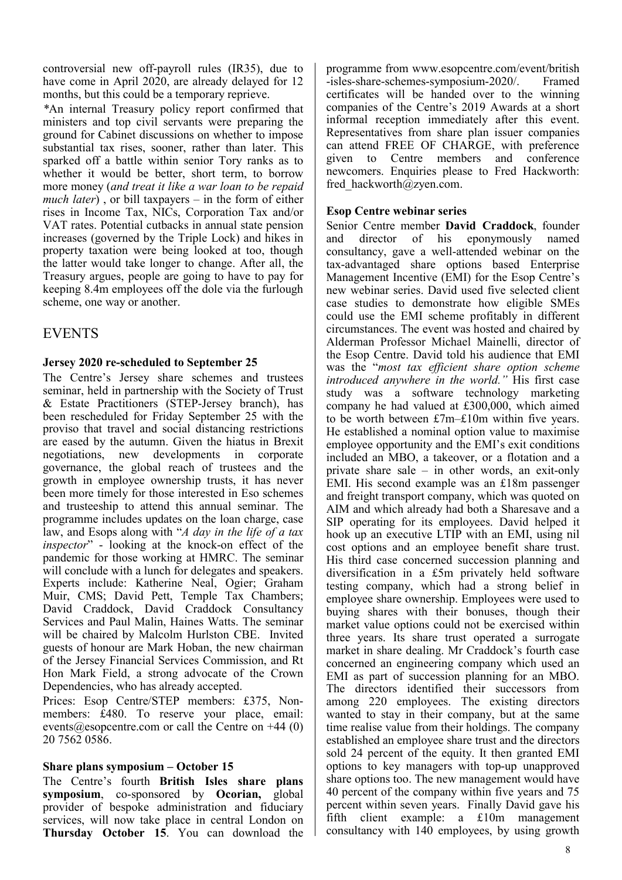controversial new off-payroll rules (IR35), due to have come in April 2020, are already delayed for 12 months, but this could be a temporary reprieve.

*An internal Treasury policy report confirmed that ministers and top civil servants were preparing the ground for Cabinet discussions on whether to impose substantial tax rises, sooner, rather than later. This sparked off a battle within senior Tory ranks as to whether it would be better, short term, to borrow more money (*and treat it like a war loan to be repaid much later*) , or bill taxpayers – in the form of either rises in Income Tax, NICs, Corporation Tax and/or VAT rates. Potential cutbacks in annual state pension increases (governed by the Triple Lock) and hikes in property taxation were being looked at too, though the latter would take longer to change. After all, the Treasury argues, people are going to have to pay for keeping 8.4m employees off the dole via the furlough scheme, one way or another.

## EVENTS

**Jersey 2020 re-scheduled to September 25**

The Centre's Jersey share schemes and trustees seminar, held in partnership with the Society of Trust & Estate Practitioners (STEP-Jersey branch), has been rescheduled for Friday September 25 with the proviso that travel and social distancing restrictions are eased by the autumn. Given the hiatus in Brexit negotiations, new developments in corporate governance, the global reach of trustees and the growth in employee ownership trusts, it has never been more timely for those interested in Eso schemes and trusteeship to attend this annual seminar. The programme includes updates on the loan charge, case law, and Esops along with "*A day in the life of a tax inspector*" - looking at the knock-on effect of the pandemic for those working at HMRC. The seminar will conclude with a lunch for delegates and speakers. Experts include: Katherine Neal, Ogier; Graham Muir, CMS; David Pett, Temple Tax Chambers; David Craddock, David Craddock Consultancy Services and Paul Malin, Haines Watts. The seminar will be chaired by Malcolm Hurlston CBE. Invited guests of honour are Mark Hoban, the new chairman of the Jersey Financial Services Commission, and Rt Hon Mark Field, a strong advocate of the Crown Dependencies, who has already accepted.

Prices: Esop Centre/STEP members: £375, Non-members: £480. To reserve your place, email: events@esopcentre.com or call the Centre on +44 (0) 20 7562 0586.

**Share plans symposium – October 15**

The Centre's fourth **British Isles share plans symposium**, co-sponsored by **Ocorian,** global provider of bespoke administration and fiduciary services, will now take place in central London on **Thursday October 15**. You can download the programme from www.esopcentre.com/event/british-isles-share-schemes-symposium-2020/. Framed certificates will be handed over to the winning companies of the Centre's 2019 Awards at a short informal reception immediately after this event. Representatives from share plan issuer companies can attend FREE OF CHARGE, with preference given to Centre members and conference newcomers. Enquiries please to Fred Hackworth: fred_hackworth@zyen.com.

**Esop Centre webinar series**

Senior Centre member **David Craddock**, founder and director of his eponymously named consultancy, gave a well-attended webinar on the tax-advantaged share options based Enterprise Management Incentive (EMI) for the Esop Centre's new webinar series. David used five selected client case studies to demonstrate how eligible SMEs could use the EMI scheme profitably in different circumstances. The event was hosted and chaired by Alderman Professor Michael Mainelli, director of the Esop Centre. David told his audience that EMI was the "*most tax efficient share option scheme introduced anywhere in the world."* His first case study was a software technology marketing company he had valued at £300,000, which aimed to be worth between £7m–£10m within five years. He established a nominal option value to maximise employee opportunity and the EMI's exit conditions included an MBO, a takeover, or a flotation and a private share sale – in other words, an exit-only EMI. His second example was an £18m passenger and freight transport company, which was quoted on AIM and which already had both a Sharesave and a SIP operating for its employees. David helped it hook up an executive LTIP with an EMI, using nil cost options and an employee benefit share trust. His third case concerned succession planning and diversification in a £5m privately held software testing company, which had a strong belief in employee share ownership. Employees were used to buying shares with their bonuses, though their market value options could not be exercised within three years. Its share trust operated a surrogate market in share dealing. Mr Craddock's fourth case concerned an engineering company which used an EMI as part of succession planning for an MBO. The directors identified their successors from among 220 employees. The existing directors wanted to stay in their company, but at the same time realise value from their holdings. The company established an employee share trust and the directors sold 24 percent of the equity. It then granted EMI options to key managers with top-up unapproved share options too. The new management would have 40 percent of the company within five years and 75 percent within seven years. Finally David gave his fifth client example: a £10m management consultancy with 140 employees, by using growth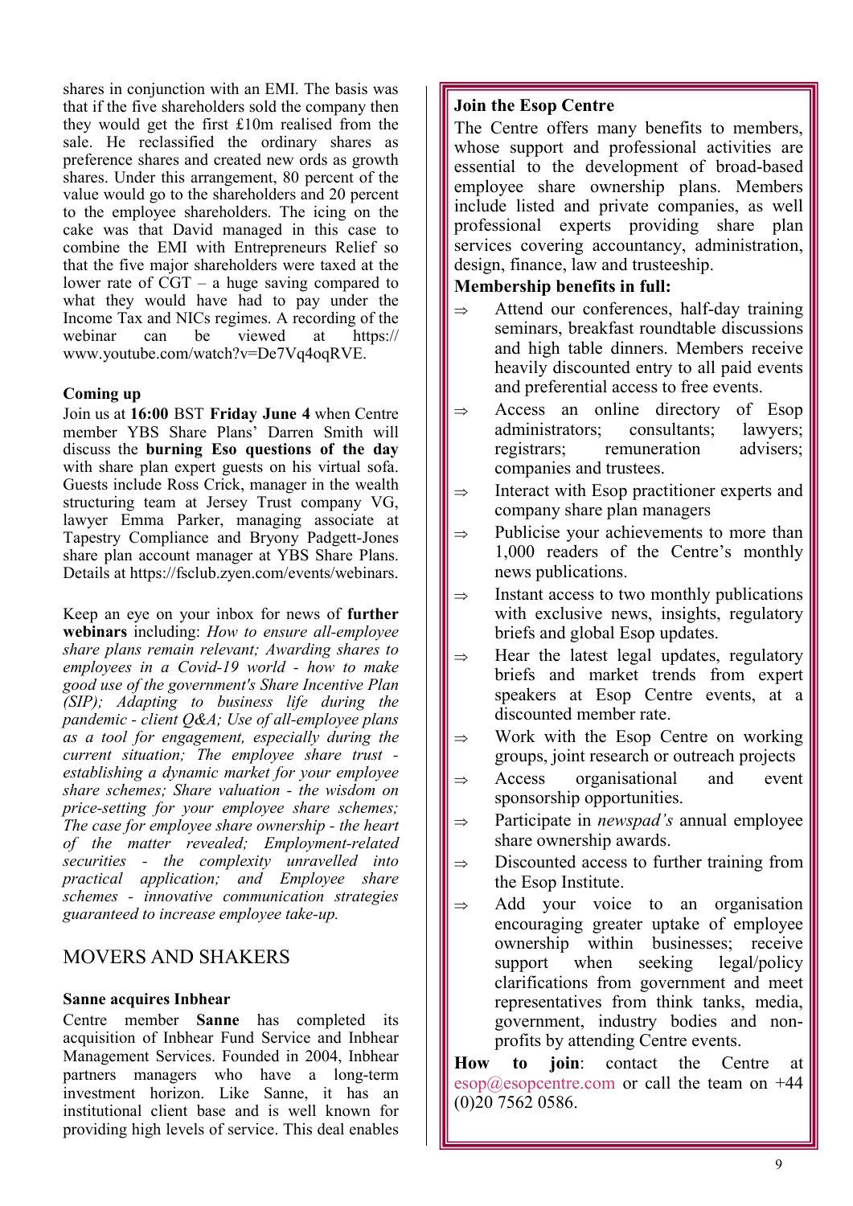shares in conjunction with an EMI. The basis was that if the five shareholders sold the company then they would get the first £10m realised from the sale. He reclassified the ordinary shares as preference shares and created new ords as growth shares. Under this arrangement, 80 percent of the value would go to the shareholders and 20 percent to the employee shareholders. The icing on the cake was that David managed in this case to combine the EMI with Entrepreneurs Relief so that the five major shareholders were taxed at the lower rate of CGT – a huge saving compared to what they would have had to pay under the Income Tax and NICs regimes. A recording of the webinar can be viewed at https://www.youtube.com/watch?v=De7Vq4oqRVE.

**Coming up**

Join us at **16:00** BST **Friday June 4** when Centre member YBS Share Plans' Darren Smith will discuss the **burning Eso questions of the day** with share plan expert guests on his virtual sofa. Guests include Ross Crick, manager in the wealth structuring team at Jersey Trust company VG, lawyer Emma Parker, managing associate at Tapestry Compliance and Bryony Padgett-Jones share plan account manager at YBS Share Plans. Details at https://fsclub.zyen.com/events/webinars.

Keep an eye on your inbox for news of **further webinars** including: *How to ensure all-employee share plans remain relevant; Awarding shares to employees in a Covid-19 world - how to make good use of the government's Share Incentive Plan (SIP); Adapting to business life during the pandemic - client Q&A; Use of all-employee plans as a tool for engagement, especially during the current situation; The employee share trust - establishing a dynamic market for your employee share schemes; Share valuation - the wisdom on price-setting for your employee share schemes; The case for employee share ownership - the heart of the matter revealed; Employment-related securities - the complexity unravelled into practical application; and Employee share schemes - innovative communication strategies guaranteed to increase employee take-up.*

## MOVERS AND SHAKERS

**Sanne acquires Inbhear**

Centre member **Sanne** has completed its acquisition of Inbhear Fund Service and Inbhear Management Services. Founded in 2004, Inbhear partners managers who have a long-term investment horizon. Like Sanne, it has an institutional client base and is well known for providing high levels of service. This deal enables

**Join the Esop Centre**

The Centre offers many benefits to members, whose support and professional activities are essential to the development of broad-based employee share ownership plans. Members include listed and private companies, as well professional experts providing share plan services covering accountancy, administration, design, finance, law and trusteeship.

**Membership benefits in full:**

⇒ Attend our conferences, half-day training seminars, breakfast roundtable discussions and high table dinners. Members receive heavily discounted entry to all paid events and preferential access to free events.

⇒ Access an online directory of Esop administrators; consultants; lawyers; registrars; remuneration advisers; companies and trustees.

⇒ Interact with Esop practitioner experts and company share plan managers

⇒ Publicise your achievements to more than 1,000 readers of the Centre's monthly news publications.

⇒ Instant access to two monthly publications with exclusive news, insights, regulatory briefs and global Esop updates.

⇒ Hear the latest legal updates, regulatory briefs and market trends from expert speakers at Esop Centre events, at a discounted member rate.

⇒ Work with the Esop Centre on working groups, joint research or outreach projects

⇒ Access organisational and event sponsorship opportunities.

⇒ Participate in *newspad's* annual employee share ownership awards.

⇒ Discounted access to further training from the Esop Institute.

⇒ Add your voice to an organisation encouraging greater uptake of employee ownership within businesses; receive support when seeking legal/policy clarifications from government and meet representatives from think tanks, media, government, industry bodies and non-profits by attending Centre events.

**How to join**: contact the Centre at esop@esopcentre.com or call the team on +44 (0)20 7562 0586.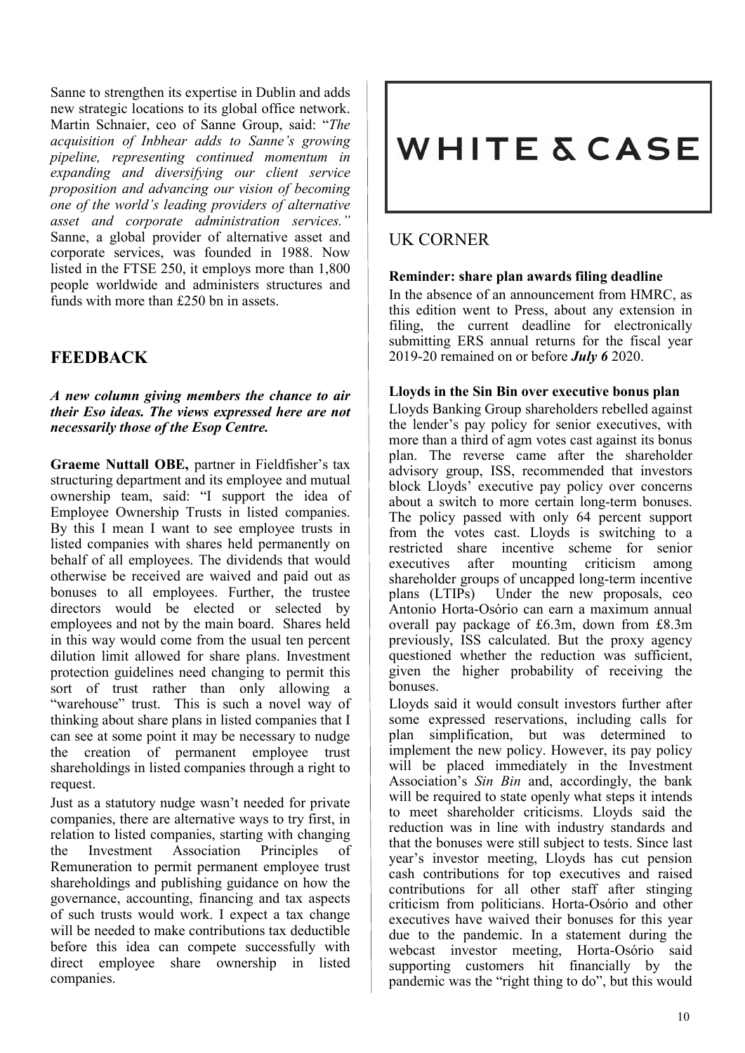Sanne to strengthen its expertise in Dublin and adds new strategic locations to its global office network. Martin Schnaier, ceo of Sanne Group, said: "*The acquisition of Inbhear adds to Sanne's growing pipeline, representing continued momentum in expanding and diversifying our client service proposition and advancing our vision of becoming one of the world's leading providers of alternative asset and corporate administration services."* Sanne, a global provider of alternative asset and corporate services, was founded in 1988. Now listed in the FTSE 250, it employs more than 1,800 people worldwide and administers structures and funds with more than £250 bn in assets.

## FEEDBACK

***A new column giving members the chance to air their Eso ideas. The views expressed here are not necessarily those of the Esop Centre.***

**Graeme Nuttall OBE,** partner in Fieldfisher's tax structuring department and its employee and mutual ownership team, said: "I support the idea of Employee Ownership Trusts in listed companies. By this I mean I want to see employee trusts in listed companies with shares held permanently on behalf of all employees. The dividends that would otherwise be received are waived and paid out as bonuses to all employees. Further, the trustee directors would be elected or selected by employees and not by the main board. Shares held in this way would come from the usual ten percent dilution limit allowed for share plans. Investment protection guidelines need changing to permit this sort of trust rather than only allowing a "warehouse" trust. This is such a novel way of thinking about share plans in listed companies that I can see at some point it may be necessary to nudge the creation of permanent employee trust shareholdings in listed companies through a right to request.

Just as a statutory nudge wasn't needed for private companies, there are alternative ways to try first, in relation to listed companies, starting with changing the Investment Association Principles of Remuneration to permit permanent employee trust shareholdings and publishing guidance on how the governance, accounting, financing and tax aspects of such trusts would work. I expect a tax change will be needed to make contributions tax deductible before this idea can compete successfully with direct employee share ownership in listed companies.

WHITE & CASE

## UK CORNER

**Reminder: share plan awards filing deadline**

In the absence of an announcement from HMRC, as this edition went to Press, about any extension in filing, the current deadline for electronically submitting ERS annual returns for the fiscal year 2019-20 remained on or before ***July 6*** 2020.

**Lloyds in the Sin Bin over executive bonus plan**

Lloyds Banking Group shareholders rebelled against the lender's pay policy for senior executives, with more than a third of agm votes cast against its bonus plan. The reverse came after the shareholder advisory group, ISS, recommended that investors block Lloyds' executive pay policy over concerns about a switch to more certain long-term bonuses. The policy passed with only 64 percent support from the votes cast. Lloyds is switching to a restricted share incentive scheme for senior executives after mounting criticism among shareholder groups of uncapped long-term incentive plans (LTIPs) Under the new proposals, ceo Antonio Horta-Osório can earn a maximum annual overall pay package of £6.3m, down from £8.3m previously, ISS calculated. But the proxy agency questioned whether the reduction was sufficient, given the higher probability of receiving the bonuses.

Lloyds said it would consult investors further after some expressed reservations, including calls for plan simplification, but was determined to implement the new policy. However, its pay policy will be placed immediately in the Investment Association's *Sin Bin* and, accordingly, the bank will be required to state openly what steps it intends to meet shareholder criticisms. Lloyds said the reduction was in line with industry standards and that the bonuses were still subject to tests. Since last year's investor meeting, Lloyds has cut pension cash contributions for top executives and raised contributions for all other staff after stinging criticism from politicians. Horta-Osório and other executives have waived their bonuses for this year due to the pandemic. In a statement during the webcast investor meeting, Horta-Osório said supporting customers hit financially by the pandemic was the "right thing to do", but this would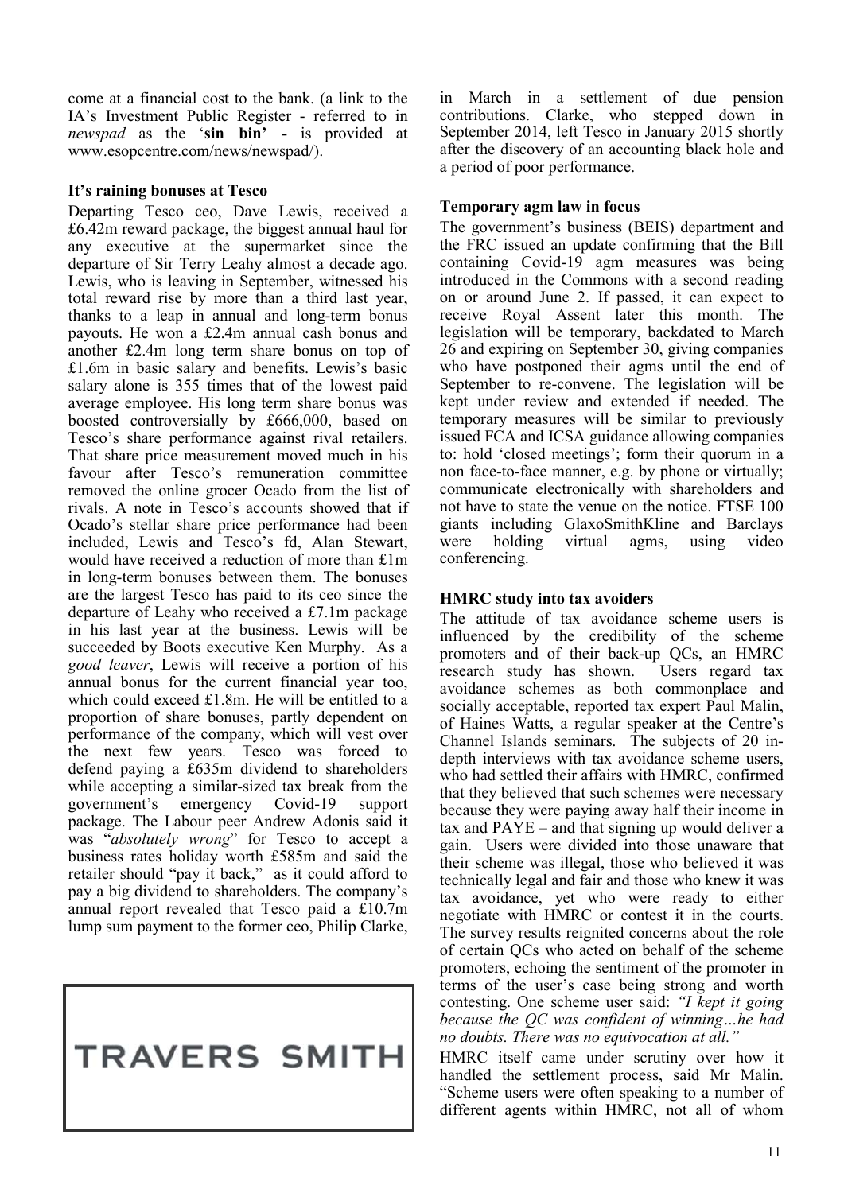come at a financial cost to the bank. (a link to the IA's Investment Public Register - referred to in *newspad* as the '**sin bin' -** is provided at www.esopcentre.com/news/newspad/).

**It's raining bonuses at Tesco**

Departing Tesco ceo, Dave Lewis, received a £6.42m reward package, the biggest annual haul for any executive at the supermarket since the departure of Sir Terry Leahy almost a decade ago. Lewis, who is leaving in September, witnessed his total reward rise by more than a third last year, thanks to a leap in annual and long-term bonus payouts. He won a £2.4m annual cash bonus and another £2.4m long term share bonus on top of £1.6m in basic salary and benefits. Lewis's basic salary alone is 355 times that of the lowest paid average employee. His long term share bonus was boosted controversially by £666,000, based on Tesco's share performance against rival retailers. That share price measurement moved much in his favour after Tesco's remuneration committee removed the online grocer Ocado from the list of rivals. A note in Tesco's accounts showed that if Ocado's stellar share price performance had been included, Lewis and Tesco's fd, Alan Stewart, would have received a reduction of more than £1m in long-term bonuses between them. The bonuses are the largest Tesco has paid to its ceo since the departure of Leahy who received a £7.1m package in his last year at the business. Lewis will be succeeded by Boots executive Ken Murphy. As a *good leaver*, Lewis will receive a portion of his annual bonus for the current financial year too, which could exceed £1.8m. He will be entitled to a proportion of share bonuses, partly dependent on performance of the company, which will vest over the next few years. Tesco was forced to defend paying a £635m dividend to shareholders while accepting a similar-sized tax break from the government's emergency Covid-19 support package. The Labour peer Andrew Adonis said it was "*absolutely wrong*" for Tesco to accept a business rates holiday worth £585m and said the retailer should "pay it back," as it could afford to pay a big dividend to shareholders. The company's annual report revealed that Tesco paid a £10.7m lump sum payment to the former ceo, Philip Clarke, in March in a settlement of due pension contributions. Clarke, who stepped down in September 2014, left Tesco in January 2015 shortly after the discovery of an accounting black hole and a period of poor performance.

TRAVERS SMITH

**Temporary agm law in focus**

The government's business (BEIS) department and the FRC issued an update confirming that the Bill containing Covid-19 agm measures was being introduced in the Commons with a second reading on or around June 2. If passed, it can expect to receive Royal Assent later this month. The legislation will be temporary, backdated to March 26 and expiring on September 30, giving companies who have postponed their agms until the end of September to re-convene. The legislation will be kept under review and extended if needed. The temporary measures will be similar to previously issued FCA and ICSA guidance allowing companies to: hold 'closed meetings'; form their quorum in a non face-to-face manner, e.g. by phone or virtually; communicate electronically with shareholders and not have to state the venue on the notice. FTSE 100 giants including GlaxoSmithKline and Barclays were holding virtual agms, using video conferencing.

**HMRC study into tax avoiders**

The attitude of tax avoidance scheme users is influenced by the credibility of the scheme promoters and of their back-up QCs, an HMRC research study has shown. Users regard tax avoidance schemes as both commonplace and socially acceptable, reported tax expert Paul Malin, of Haines Watts, a regular speaker at the Centre's Channel Islands seminars. The subjects of 20 in-depth interviews with tax avoidance scheme users, who had settled their affairs with HMRC, confirmed that they believed that such schemes were necessary because they were paying away half their income in tax and PAYE – and that signing up would deliver a gain. Users were divided into those unaware that their scheme was illegal, those who believed it was technically legal and fair and those who knew it was tax avoidance, yet who were ready to either negotiate with HMRC or contest it in the courts. The survey results reignited concerns about the role of certain QCs who acted on behalf of the scheme promoters, echoing the sentiment of the promoter in terms of the user's case being strong and worth contesting. One scheme user said: *"I kept it going because the QC was confident of winning…he had no doubts. There was no equivocation at all."*

HMRC itself came under scrutiny over how it handled the settlement process, said Mr Malin. "Scheme users were often speaking to a number of different agents within HMRC, not all of whom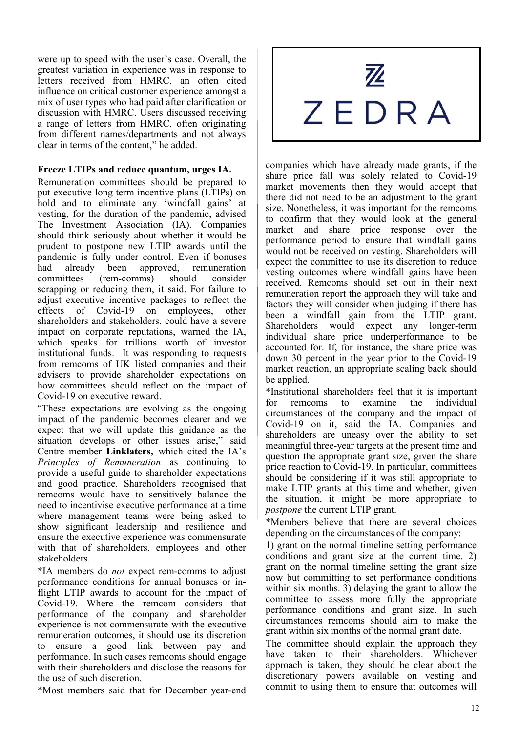were up to speed with the user's case. Overall, the greatest variation in experience was in response to letters received from HMRC, an often cited influence on critical customer experience amongst a mix of user types who had paid after clarification or discussion with HMRC. Users discussed receiving a range of letters from HMRC, often originating from different names/departments and not always clear in terms of the content," he added.

**Freeze LTIPs and reduce quantum, urges IA.**

Remuneration committees should be prepared to put executive long term incentive plans (LTIPs) on hold and to eliminate any 'windfall gains' at vesting, for the duration of the pandemic, advised The Investment Association (IA). Companies should think seriously about whether it would be prudent to postpone new LTIP awards until the pandemic is fully under control. Even if bonuses had already been approved, remuneration committees (rem-comms) should consider scrapping or reducing them, it said. For failure to adjust executive incentive packages to reflect the effects of Covid-19 on employees, other shareholders and stakeholders, could have a severe impact on corporate reputations, warned the IA, which speaks for trillions worth of investor institutional funds. It was responding to requests from remcoms of UK listed companies and their advisers to provide shareholder expectations on how committees should reflect on the impact of Covid-19 on executive reward.

"These expectations are evolving as the ongoing impact of the pandemic becomes clearer and we expect that we will update this guidance as the situation develops or other issues arise," said Centre member **Linklaters,** which cited the IA's *Principles of Remuneration* as continuing to provide a useful guide to shareholder expectations and good practice. Shareholders recognised that remcoms would have to sensitively balance the need to incentivise executive performance at a time where management teams were being asked to show significant leadership and resilience and ensure the executive experience was commensurate with that of shareholders, employees and other stakeholders.

*IA members do *not* expect rem-comms to adjust performance conditions for annual bonuses or in-flight LTIP awards to account for the impact of Covid-19. Where the remcom considers that performance of the company and shareholder experience is not commensurate with the executive remuneration outcomes, it should use its discretion to ensure a good link between pay and performance. In such cases remcoms should engage with their shareholders and disclose the reasons for the use of such discretion.

*Most members said that for December year-end companies which have already made grants, if the share price fall was solely related to Covid-19 market movements then they would accept that there did not need to be an adjustment to the grant size. Nonetheless, it was important for the remcoms to confirm that they would look at the general market and share price response over the performance period to ensure that windfall gains would not be received on vesting. Shareholders will expect the committee to use its discretion to reduce vesting outcomes where windfall gains have been received. Remcoms should set out in their next remuneration report the approach they will take and factors they will consider when judging if there has been a windfall gain from the LTIP grant. Shareholders would expect any longer-term individual share price underperformance to be accounted for. If, for instance, the share price was down 30 percent in the year prior to the Covid-19 market reaction, an appropriate scaling back should be applied.

*Institutional shareholders feel that it is important for remcoms to examine the individual circumstances of the company and the impact of Covid-19 on it, said the IA. Companies and shareholders are uneasy over the ability to set meaningful three-year targets at the present time and question the appropriate grant size, given the share price reaction to Covid-19. In particular, committees should be considering if it was still appropriate to make LTIP grants at this time and whether, given the situation, it might be more appropriate to *postpone* the current LTIP grant.

*Members believe that there are several choices depending on the circumstances of the company:

1) grant on the normal timeline setting performance conditions and grant size at the current time. 2) grant on the normal timeline setting the grant size now but committing to set performance conditions within six months. 3) delaying the grant to allow the committee to assess more fully the appropriate performance conditions and grant size. In such circumstances remcoms should aim to make the grant within six months of the normal grant date.

The committee should explain the approach they have taken to their shareholders. Whichever approach is taken, they should be clear about the discretionary powers available on vesting and commit to using them to ensure that outcomes will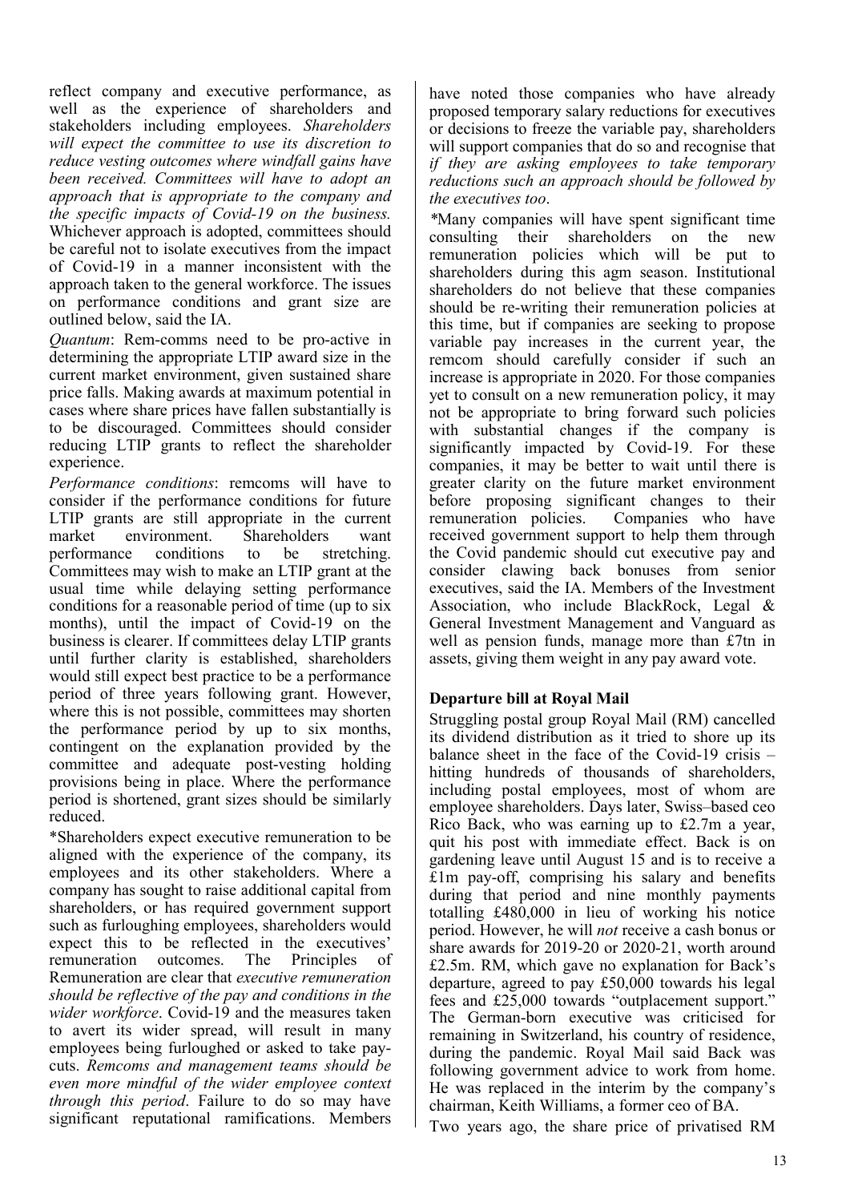reflect company and executive performance, as well as the experience of shareholders and stakeholders including employees. *Shareholders will expect the committee to use its discretion to reduce vesting outcomes where windfall gains have been received. Committees will have to adopt an approach that is appropriate to the company and the specific impacts of Covid-19 on the business.* Whichever approach is adopted, committees should be careful not to isolate executives from the impact of Covid-19 in a manner inconsistent with the approach taken to the general workforce. The issues on performance conditions and grant size are outlined below, said the IA.

*Quantum*: Rem-comms need to be pro-active in determining the appropriate LTIP award size in the current market environment, given sustained share price falls. Making awards at maximum potential in cases where share prices have fallen substantially is to be discouraged. Committees should consider reducing LTIP grants to reflect the shareholder experience.

*Performance conditions*: remcoms will have to consider if the performance conditions for future LTIP grants are still appropriate in the current market environment. Shareholders want performance conditions to be stretching. Committees may wish to make an LTIP grant at the usual time while delaying setting performance conditions for a reasonable period of time (up to six months), until the impact of Covid-19 on the business is clearer. If committees delay LTIP grants until further clarity is established, shareholders would still expect best practice to be a performance period of three years following grant. However, where this is not possible, committees may shorten the performance period by up to six months, contingent on the explanation provided by the committee and adequate post-vesting holding provisions being in place. Where the performance period is shortened, grant sizes should be similarly reduced.

*Shareholders expect executive remuneration to be aligned with the experience of the company, its employees and its other stakeholders. Where a company has sought to raise additional capital from shareholders, or has required government support such as furloughing employees, shareholders would expect this to be reflected in the executives' remuneration outcomes. The Principles of Remuneration are clear that *executive remuneration should be reflective of the pay and conditions in the wider workforce*. Covid-19 and the measures taken to avert its wider spread, will result in many employees being furloughed or asked to take pay-cuts. *Remcoms and management teams should be even more mindful of the wider employee context through this period*. Failure to do so may have significant reputational ramifications. Members have noted those companies who have already proposed temporary salary reductions for executives or decisions to freeze the variable pay, shareholders will support companies that do so and recognise that *if they are asking employees to take temporary reductions such an approach should be followed by the executives too*.

*Many companies will have spent significant time consulting their shareholders on the new remuneration policies which will be put to shareholders during this agm season. Institutional shareholders do not believe that these companies should be re-writing their remuneration policies at this time, but if companies are seeking to propose variable pay increases in the current year, the remcom should carefully consider if such an increase is appropriate in 2020. For those companies yet to consult on a new remuneration policy, it may not be appropriate to bring forward such policies with substantial changes if the company is significantly impacted by Covid-19. For these companies, it may be better to wait until there is greater clarity on the future market environment before proposing significant changes to their remuneration policies. Companies who have received government support to help them through the Covid pandemic should cut executive pay and consider clawing back bonuses from senior executives, said the IA. Members of the Investment Association, who include BlackRock, Legal & General Investment Management and Vanguard as well as pension funds, manage more than £7tn in assets, giving them weight in any pay award vote.

**Departure bill at Royal Mail**

Struggling postal group Royal Mail (RM) cancelled its dividend distribution as it tried to shore up its balance sheet in the face of the Covid-19 crisis – hitting hundreds of thousands of shareholders, including postal employees, most of whom are employee shareholders. Days later, Swiss–based ceo Rico Back, who was earning up to £2.7m a year, quit his post with immediate effect. Back is on gardening leave until August 15 and is to receive a £1m pay-off, comprising his salary and benefits during that period and nine monthly payments totalling £480,000 in lieu of working his notice period. However, he will *not* receive a cash bonus or share awards for 2019-20 or 2020-21, worth around £2.5m. RM, which gave no explanation for Back's departure, agreed to pay £50,000 towards his legal fees and £25,000 towards "outplacement support." The German-born executive was criticised for remaining in Switzerland, his country of residence, during the pandemic. Royal Mail said Back was following government advice to work from home. He was replaced in the interim by the company's chairman, Keith Williams, a former ceo of BA.

Two years ago, the share price of privatised RM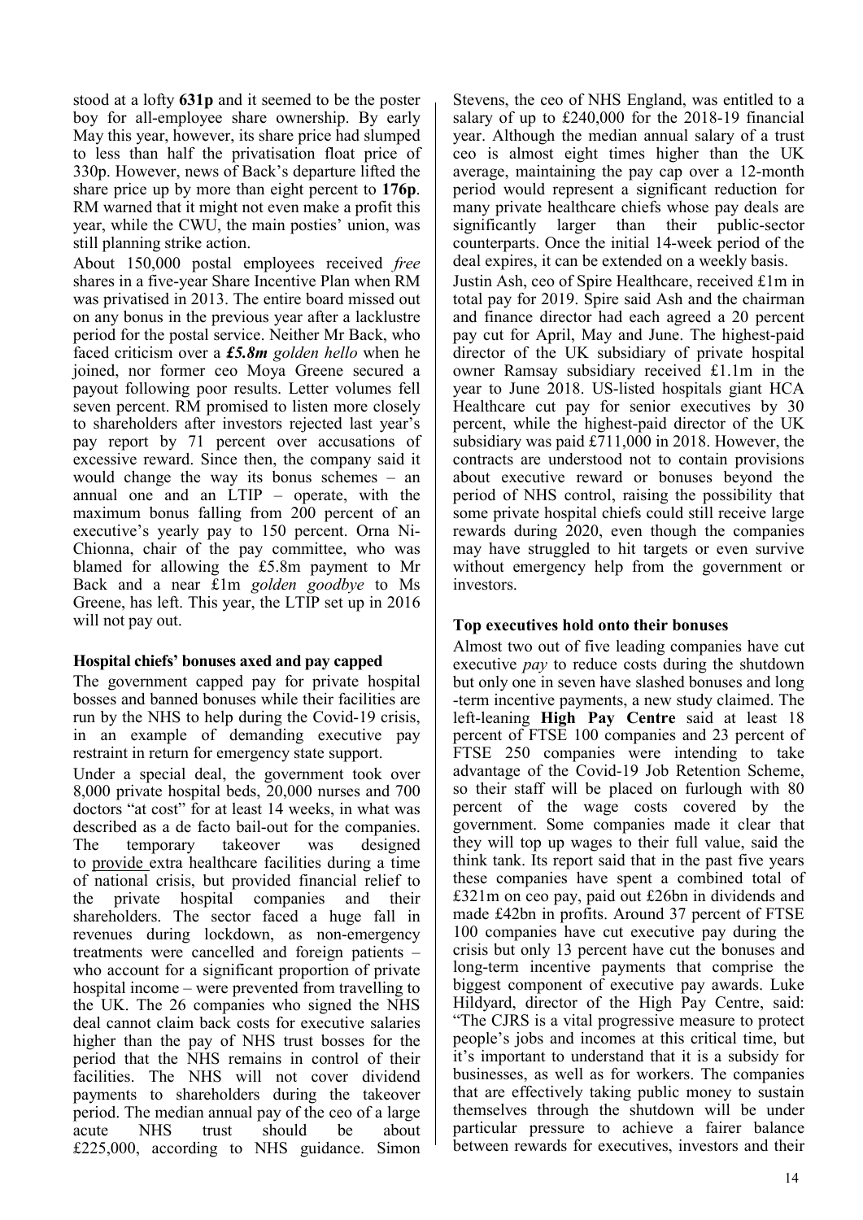stood at a lofty **631p** and it seemed to be the poster boy for all-employee share ownership. By early May this year, however, its share price had slumped to less than half the privatisation float price of 330p. However, news of Back's departure lifted the share price up by more than eight percent to **176p**. RM warned that it might not even make a profit this year, while the CWU, the main posties' union, was still planning strike action.

About 150,000 postal employees received *free* shares in a five-year Share Incentive Plan when RM was privatised in 2013. The entire board missed out on any bonus in the previous year after a lacklustre period for the postal service. Neither Mr Back, who faced criticism over a ***£5.8m** golden hello* when he joined, nor former ceo Moya Greene secured a payout following poor results. Letter volumes fell seven percent. RM promised to listen more closely to shareholders after investors rejected last year's pay report by 71 percent over accusations of excessive reward. Since then, the company said it would change the way its bonus schemes – an annual one and an LTIP – operate, with the maximum bonus falling from 200 percent of an executive's yearly pay to 150 percent. Orna Ni-Chionna, chair of the pay committee, who was blamed for allowing the £5.8m payment to Mr Back and a near £1m *golden goodbye* to Ms Greene, has left. This year, the LTIP set up in 2016 will not pay out.

### Hospital chiefs' bonuses axed and pay capped

The government capped pay for private hospital bosses and banned bonuses while their facilities are run by the NHS to help during the Covid-19 crisis, in an example of demanding executive pay restraint in return for emergency state support.

Under a special deal, the government took over 8,000 private hospital beds, 20,000 nurses and 700 doctors "at cost" for at least 14 weeks, in what was described as a de facto bail-out for the companies. The temporary takeover was designed to provide extra healthcare facilities during a time of national crisis, but provided financial relief to the private hospital companies and their shareholders. The sector faced a huge fall in revenues during lockdown, as non-emergency treatments were cancelled and foreign patients – who account for a significant proportion of private hospital income – were prevented from travelling to the UK. The 26 companies who signed the NHS deal cannot claim back costs for executive salaries higher than the pay of NHS trust bosses for the period that the NHS remains in control of their facilities. The NHS will not cover dividend payments to shareholders during the takeover period. The median annual pay of the ceo of a large acute NHS trust should be about £225,000, according to NHS guidance. Simon Stevens, the ceo of NHS England, was entitled to a salary of up to £240,000 for the 2018-19 financial year. Although the median annual salary of a trust ceo is almost eight times higher than the UK average, maintaining the pay cap over a 12-month period would represent a significant reduction for many private healthcare chiefs whose pay deals are significantly larger than their public-sector counterparts. Once the initial 14-week period of the deal expires, it can be extended on a weekly basis.

Justin Ash, ceo of Spire Healthcare, received £1m in total pay for 2019. Spire said Ash and the chairman and finance director had each agreed a 20 percent pay cut for April, May and June. The highest-paid director of the UK subsidiary of private hospital owner Ramsay subsidiary received £1.1m in the year to June 2018. US-listed hospitals giant HCA Healthcare cut pay for senior executives by 30 percent, while the highest-paid director of the UK subsidiary was paid £711,000 in 2018. However, the contracts are understood not to contain provisions about executive reward or bonuses beyond the period of NHS control, raising the possibility that some private hospital chiefs could still receive large rewards during 2020, even though the companies may have struggled to hit targets or even survive without emergency help from the government or investors.

### Top executives hold onto their bonuses

Almost two out of five leading companies have cut executive *pay* to reduce costs during the shutdown but only one in seven have slashed bonuses and long-term incentive payments, a new study claimed. The left-leaning **High Pay Centre** said at least 18 percent of FTSE 100 companies and 23 percent of FTSE 250 companies were intending to take advantage of the Covid-19 Job Retention Scheme, so their staff will be placed on furlough with 80 percent of the wage costs covered by the government. Some companies made it clear that they will top up wages to their full value, said the think tank. Its report said that in the past five years these companies have spent a combined total of £321m on ceo pay, paid out £26bn in dividends and made £42bn in profits. Around 37 percent of FTSE 100 companies have cut executive pay during the crisis but only 13 percent have cut the bonuses and long-term incentive payments that comprise the biggest component of executive pay awards. Luke Hildyard, director of the High Pay Centre, said: "The CJRS is a vital progressive measure to protect people's jobs and incomes at this critical time, but it's important to understand that it is a subsidy for businesses, as well as for workers. The companies that are effectively taking public money to sustain themselves through the shutdown will be under particular pressure to achieve a fairer balance between rewards for executives, investors and their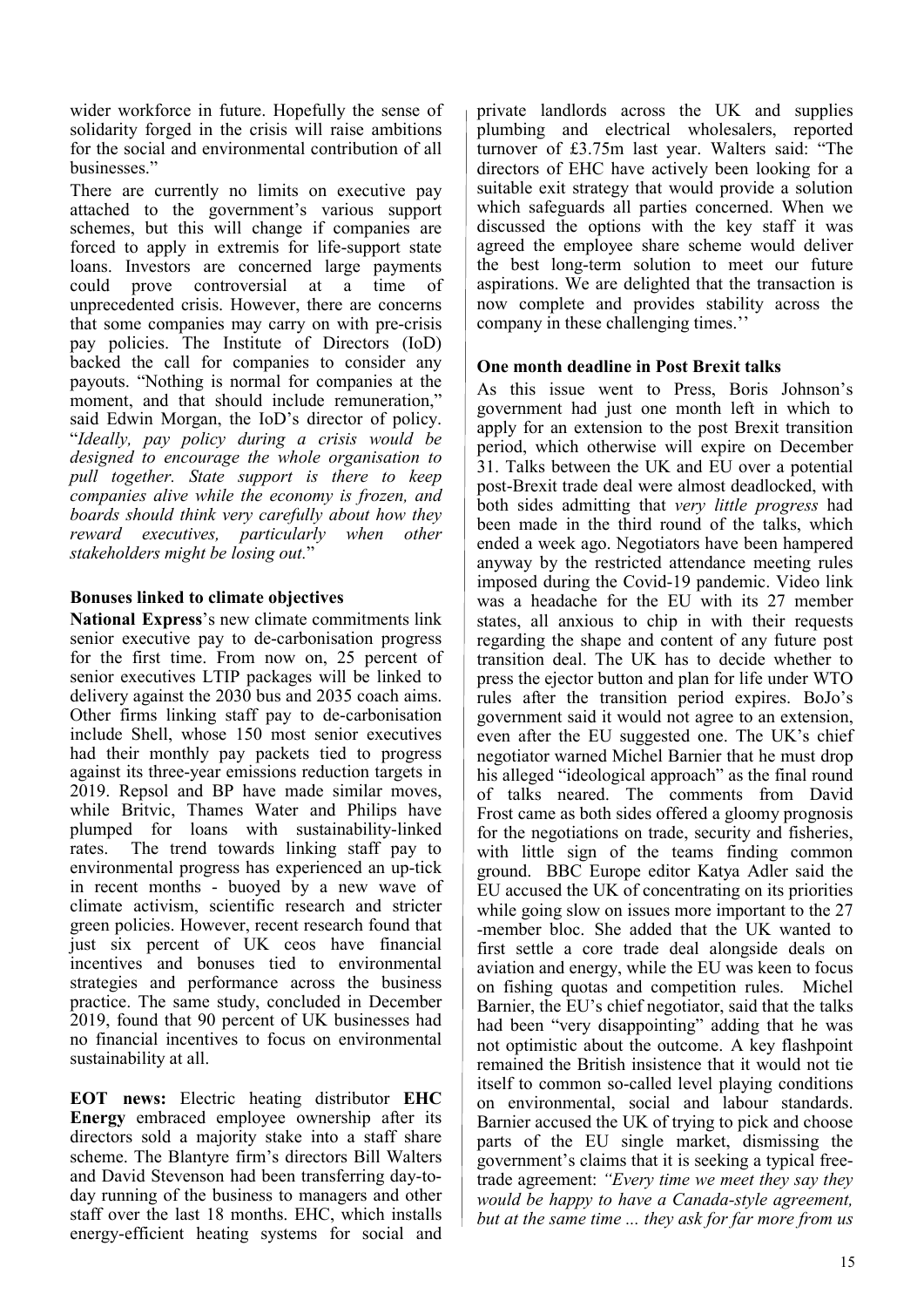wider workforce in future. Hopefully the sense of solidarity forged in the crisis will raise ambitions for the social and environmental contribution of all businesses."

There are currently no limits on executive pay attached to the government's various support schemes, but this will change if companies are forced to apply in extremis for life-support state loans. Investors are concerned large payments could prove controversial at a time of unprecedented crisis. However, there are concerns that some companies may carry on with pre-crisis pay policies. The Institute of Directors (IoD) backed the call for companies to consider any payouts. "Nothing is normal for companies at the moment, and that should include remuneration," said Edwin Morgan, the IoD's director of policy. "*Ideally, pay policy during a crisis would be designed to encourage the whole organisation to pull together. State support is there to keep companies alive while the economy is frozen, and boards should think very carefully about how they reward executives, particularly when other stakeholders might be losing out.*"

### Bonuses linked to climate objectives

**National Express**'s new climate commitments link senior executive pay to de-carbonisation progress for the first time. From now on, 25 percent of senior executives LTIP packages will be linked to delivery against the 2030 bus and 2035 coach aims. Other firms linking staff pay to de-carbonisation include Shell, whose 150 most senior executives had their monthly pay packets tied to progress against its three-year emissions reduction targets in 2019. Repsol and BP have made similar moves, while Britvic, Thames Water and Philips have plumped for loans with sustainability-linked rates. The trend towards linking staff pay to environmental progress has experienced an up-tick in recent months - buoyed by a new wave of climate activism, scientific research and stricter green policies. However, recent research found that just six percent of UK ceos have financial incentives and bonuses tied to environmental strategies and performance across the business practice. The same study, concluded in December 2019, found that 90 percent of UK businesses had no financial incentives to focus on environmental sustainability at all.

**EOT news:** Electric heating distributor **EHC Energy** embraced employee ownership after its directors sold a majority stake into a staff share scheme. The Blantyre firm's directors Bill Walters and David Stevenson had been transferring day-to-day running of the business to managers and other staff over the last 18 months. EHC, which installs energy-efficient heating systems for social and private landlords across the UK and supplies plumbing and electrical wholesalers, reported turnover of £3.75m last year. Walters said: "The directors of EHC have actively been looking for a suitable exit strategy that would provide a solution which safeguards all parties concerned. When we discussed the options with the key staff it was agreed the employee share scheme would deliver the best long-term solution to meet our future aspirations. We are delighted that the transaction is now complete and provides stability across the company in these challenging times.''

### One month deadline in Post Brexit talks

As this issue went to Press, Boris Johnson's government had just one month left in which to apply for an extension to the post Brexit transition period, which otherwise will expire on December 31. Talks between the UK and EU over a potential post-Brexit trade deal were almost deadlocked, with both sides admitting that *very little progress* had been made in the third round of the talks, which ended a week ago. Negotiators have been hampered anyway by the restricted attendance meeting rules imposed during the Covid-19 pandemic. Video link was a headache for the EU with its 27 member states, all anxious to chip in with their requests regarding the shape and content of any future post transition deal. The UK has to decide whether to press the ejector button and plan for life under WTO rules after the transition period expires. BoJo's government said it would not agree to an extension, even after the EU suggested one. The UK's chief negotiator warned Michel Barnier that he must drop his alleged "ideological approach" as the final round of talks neared. The comments from David Frost came as both sides offered a gloomy prognosis for the negotiations on trade, security and fisheries, with little sign of the teams finding common ground. BBC Europe editor Katya Adler said the EU accused the UK of concentrating on its priorities while going slow on issues more important to the 27-member bloc. She added that the UK wanted to first settle a core trade deal alongside deals on aviation and energy, while the EU was keen to focus on fishing quotas and competition rules. Michel Barnier, the EU's chief negotiator, said that the talks had been "very disappointing" adding that he was not optimistic about the outcome. A key flashpoint remained the British insistence that it would not tie itself to common so-called level playing conditions on environmental, social and labour standards. Barnier accused the UK of trying to pick and choose parts of the EU single market, dismissing the government's claims that it is seeking a typical free-trade agreement: *"Every time we meet they say they would be happy to have a Canada-style agreement, but at the same time ... they ask for far more from us*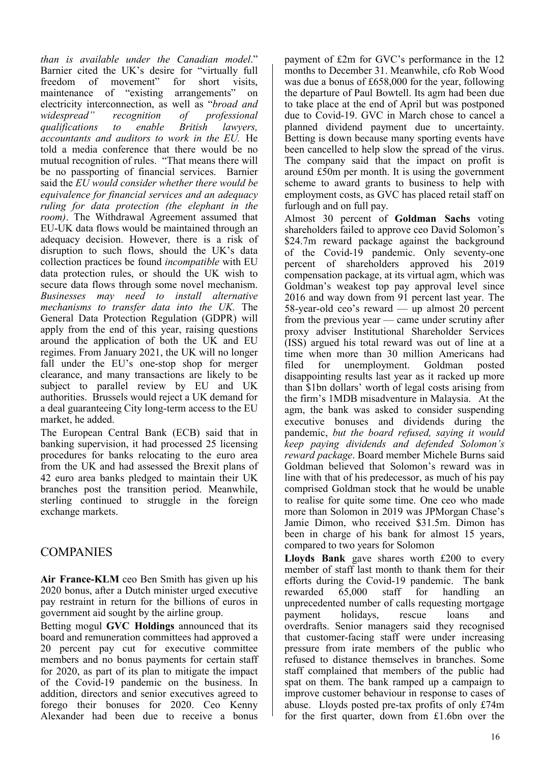*than is available under the Canadian model*." Barnier cited the UK's desire for "virtually full freedom of movement" for short visits, maintenance of "existing arrangements" on electricity interconnection, as well as "*broad and widespread" recognition of professional qualifications to enable British lawyers, accountants and auditors to work in the EU.* He told a media conference that there would be no mutual recognition of rules. "That means there will be no passporting of financial services. Barnier said the *EU would consider whether there would be equivalence for financial services and an adequacy ruling for data protection (the elephant in the room)*. The Withdrawal Agreement assumed that EU-UK data flows would be maintained through an adequacy decision. However, there is a risk of disruption to such flows, should the UK's data collection practices be found *incompatible* with EU data protection rules, or should the UK wish to secure data flows through some novel mechanism. *Businesses may need to install alternative mechanisms to transfer data into the UK.* The General Data Protection Regulation (GDPR) will apply from the end of this year, raising questions around the application of both the UK and EU regimes. From January 2021, the UK will no longer fall under the EU's one-stop shop for merger clearance, and many transactions are likely to be subject to parallel review by EU and UK authorities. Brussels would reject a UK demand for a deal guaranteeing City long-term access to the EU market, he added.

The European Central Bank (ECB) said that in banking supervision, it had processed 25 licensing procedures for banks relocating to the euro area from the UK and had assessed the Brexit plans of 42 euro area banks pledged to maintain their UK branches post the transition period. Meanwhile, sterling continued to struggle in the foreign exchange markets.

## COMPANIES

**Air France-KLM** ceo Ben Smith has given up his 2020 bonus, after a Dutch minister urged executive pay restraint in return for the billions of euros in government aid sought by the airline group.

Betting mogul **GVC Holdings** announced that its board and remuneration committees had approved a 20 percent pay cut for executive committee members and no bonus payments for certain staff for 2020, as part of its plan to mitigate the impact of the Covid-19 pandemic on the business. In addition, directors and senior executives agreed to forego their bonuses for 2020. Ceo Kenny Alexander had been due to receive a bonus payment of £2m for GVC's performance in the 12 months to December 31. Meanwhile, cfo Rob Wood was due a bonus of £658,000 for the year, following the departure of Paul Bowtell. Its agm had been due to take place at the end of April but was postponed due to Covid-19. GVC in March chose to cancel a planned dividend payment due to uncertainty. Betting is down because many sporting events have been cancelled to help slow the spread of the virus. The company said that the impact on profit is around £50m per month. It is using the government scheme to award grants to business to help with employment costs, as GVC has placed retail staff on furlough and on full pay.

Almost 30 percent of **Goldman Sachs** voting shareholders failed to approve ceo David Solomon's $24.7m reward package against the background of the Covid-19 pandemic. Only seventy-one percent of shareholders approved his 2019 compensation package, at its virtual agm, which was Goldman's weakest top pay approval level since 2016 and way down from 91 percent last year. The 58-year-old ceo's reward — up almost 20 percent from the previous year — came under scrutiny after proxy adviser Institutional Shareholder Services (ISS) argued his total reward was out of line at a time when more than 30 million Americans had filed for unemployment. Goldman posted disappointing results last year as it racked up more than $1bn dollars' worth of legal costs arising from the firm's 1MDB misadventure in Malaysia. At the agm, the bank was asked to consider suspending executive bonuses and dividends during the pandemic, *but the board refused, saying it would keep paying dividends and defended Solomon's reward package*. Board member Michele Burns said Goldman believed that Solomon's reward was in line with that of his predecessor, as much of his pay comprised Goldman stock that he would be unable to realise for quite some time. One ceo who made more than Solomon in 2019 was JPMorgan Chase's Jamie Dimon, who received $31.5m. Dimon has been in charge of his bank for almost 15 years, compared to two years for Solomon

**Lloyds Bank** gave shares worth £200 to every member of staff last month to thank them for their efforts during the Covid-19 pandemic. The bank rewarded 65,000 staff for handling an unprecedented number of calls requesting mortgage payment holidays, rescue loans and overdrafts. Senior managers said they recognised that customer-facing staff were under increasing pressure from irate members of the public who refused to distance themselves in branches. Some staff complained that members of the public had spat on them. The bank ramped up a campaign to improve customer behaviour in response to cases of abuse. Lloyds posted pre-tax profits of only £74m for the first quarter, down from £1.6bn over the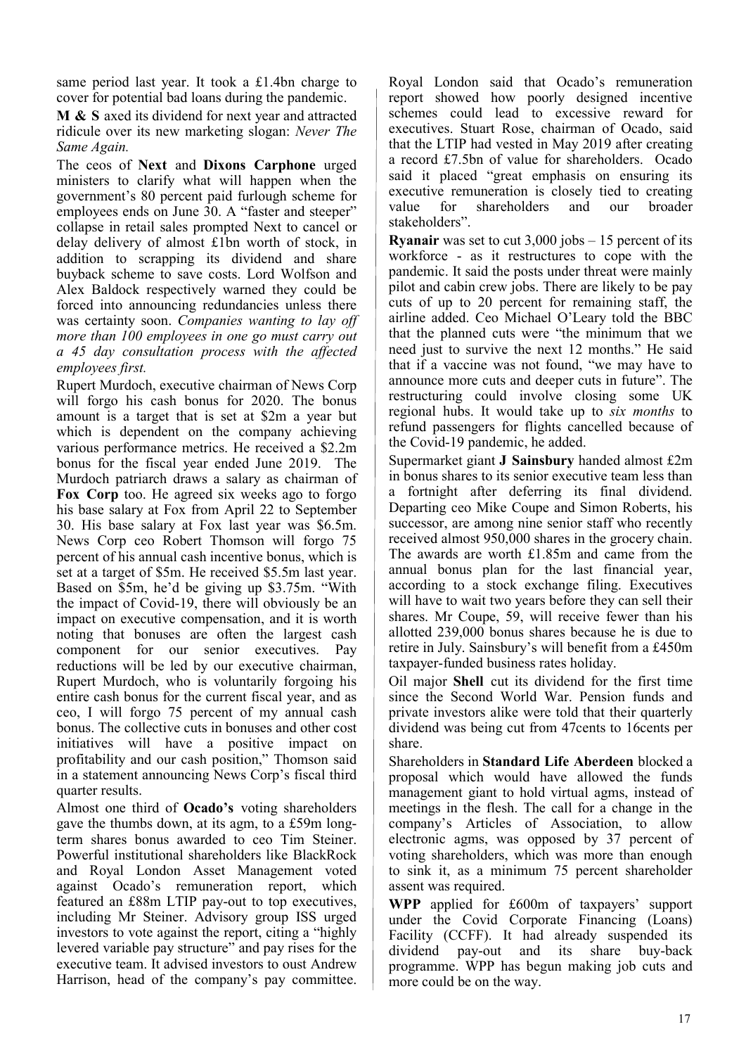same period last year. It took a £1.4bn charge to cover for potential bad loans during the pandemic.

**M & S** axed its dividend for next year and attracted ridicule over its new marketing slogan: *Never The Same Again.*

The ceos of **Next** and **Dixons Carphone** urged ministers to clarify what will happen when the government's 80 percent paid furlough scheme for employees ends on June 30. A "faster and steeper" collapse in retail sales prompted Next to cancel or delay delivery of almost £1bn worth of stock, in addition to scrapping its dividend and share buyback scheme to save costs. Lord Wolfson and Alex Baldock respectively warned they could be forced into announcing redundancies unless there was certainty soon. *Companies wanting to lay off more than 100 employees in one go must carry out a 45 day consultation process with the affected employees first.*

Rupert Murdoch, executive chairman of News Corp will forgo his cash bonus for 2020. The bonus amount is a target that is set at $2m a year but which is dependent on the company achieving various performance metrics. He received a $2.2m bonus for the fiscal year ended June 2019. The Murdoch patriarch draws a salary as chairman of **Fox Corp** too. He agreed six weeks ago to forgo his base salary at Fox from April 22 to September 30. His base salary at Fox last year was $6.5m. News Corp ceo Robert Thomson will forgo 75 percent of his annual cash incentive bonus, which is set at a target of $5m. He received $5.5m last year. Based on $5m, he'd be giving up $3.75m. "With the impact of Covid-19, there will obviously be an impact on executive compensation, and it is worth noting that bonuses are often the largest cash component for our senior executives. Pay reductions will be led by our executive chairman, Rupert Murdoch, who is voluntarily forgoing his entire cash bonus for the current fiscal year, and as ceo, I will forgo 75 percent of my annual cash bonus. The collective cuts in bonuses and other cost initiatives will have a positive impact on profitability and our cash position," Thomson said in a statement announcing News Corp's fiscal third quarter results.

Almost one third of **Ocado's** voting shareholders gave the thumbs down, at its agm, to a £59m long-term shares bonus awarded to ceo Tim Steiner. Powerful institutional shareholders like BlackRock and Royal London Asset Management voted against Ocado's remuneration report, which featured an £88m LTIP pay-out to top executives, including Mr Steiner. Advisory group ISS urged investors to vote against the report, citing a "highly levered variable pay structure" and pay rises for the executive team. It advised investors to oust Andrew Harrison, head of the company's pay committee. Royal London said that Ocado's remuneration report showed how poorly designed incentive schemes could lead to excessive reward for executives. Stuart Rose, chairman of Ocado, said that the LTIP had vested in May 2019 after creating a record £7.5bn of value for shareholders. Ocado said it placed "great emphasis on ensuring its executive remuneration is closely tied to creating value for shareholders and our broader stakeholders".

**Ryanair** was set to cut 3,000 jobs – 15 percent of its workforce - as it restructures to cope with the pandemic. It said the posts under threat were mainly pilot and cabin crew jobs. There are likely to be pay cuts of up to 20 percent for remaining staff, the airline added. Ceo Michael O'Leary told the BBC that the planned cuts were "the minimum that we need just to survive the next 12 months." He said that if a vaccine was not found, "we may have to announce more cuts and deeper cuts in future". The restructuring could involve closing some UK regional hubs. It would take up to *six months* to refund passengers for flights cancelled because of the Covid-19 pandemic, he added.

Supermarket giant **J Sainsbury** handed almost £2m in bonus shares to its senior executive team less than a fortnight after deferring its final dividend. Departing ceo Mike Coupe and Simon Roberts, his successor, are among nine senior staff who recently received almost 950,000 shares in the grocery chain. The awards are worth £1.85m and came from the annual bonus plan for the last financial year, according to a stock exchange filing. Executives will have to wait two years before they can sell their shares. Mr Coupe, 59, will receive fewer than his allotted 239,000 bonus shares because he is due to retire in July. Sainsbury's will benefit from a £450m taxpayer-funded business rates holiday.

Oil major **Shell** cut its dividend for the first time since the Second World War. Pension funds and private investors alike were told that their quarterly dividend was being cut from 47cents to 16cents per share.

Shareholders in **Standard Life Aberdeen** blocked a proposal which would have allowed the funds management giant to hold virtual agms, instead of meetings in the flesh. The call for a change in the company's Articles of Association, to allow electronic agms, was opposed by 37 percent of voting shareholders, which was more than enough to sink it, as a minimum 75 percent shareholder assent was required.

**WPP** applied for £600m of taxpayers' support under the Covid Corporate Financing (Loans) Facility (CCFF). It had already suspended its dividend pay-out and its share buy-back programme. WPP has begun making job cuts and more could be on the way.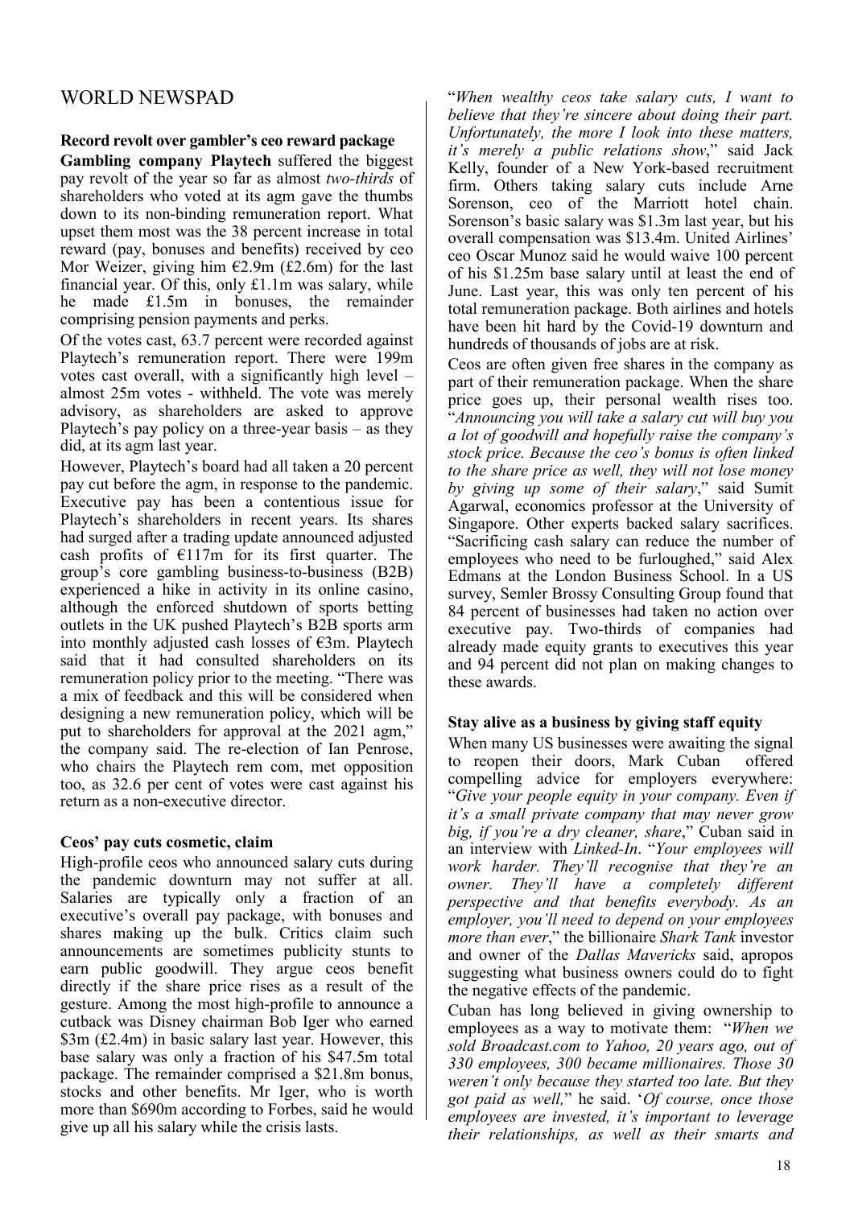# WORLD NEWSPAD

### Record revolt over gambler's ceo reward package

**Gambling company Playtech** suffered the biggest pay revolt of the year so far as almost *two-thirds* of shareholders who voted at its agm gave the thumbs down to its non-binding remuneration report. What upset them most was the 38 percent increase in total reward (pay, bonuses and benefits) received by ceo Mor Weizer, giving him €2.9m (£2.6m) for the last financial year. Of this, only £1.1m was salary, while he made £1.5m in bonuses, the remainder comprising pension payments and perks.

Of the votes cast, 63.7 percent were recorded against Playtech's remuneration report. There were 199m votes cast overall, with a significantly high level – almost 25m votes - withheld. The vote was merely advisory, as shareholders are asked to approve Playtech's pay policy on a three-year basis – as they did, at its agm last year.

However, Playtech's board had all taken a 20 percent pay cut before the agm, in response to the pandemic. Executive pay has been a contentious issue for Playtech's shareholders in recent years. Its shares had surged after a trading update announced adjusted cash profits of €117m for its first quarter. The group's core gambling business-to-business (B2B) experienced a hike in activity in its online casino, although the enforced shutdown of sports betting outlets in the UK pushed Playtech's B2B sports arm into monthly adjusted cash losses of €3m. Playtech said that it had consulted shareholders on its remuneration policy prior to the meeting. "There was a mix of feedback and this will be considered when designing a new remuneration policy, which will be put to shareholders for approval at the 2021 agm," the company said. The re-election of Ian Penrose, who chairs the Playtech rem com, met opposition too, as 32.6 per cent of votes were cast against his return as a non-executive director.

### Ceos' pay cuts cosmetic, claim

High-profile ceos who announced salary cuts during the pandemic downturn may not suffer at all. Salaries are typically only a fraction of an executive's overall pay package, with bonuses and shares making up the bulk. Critics claim such announcements are sometimes publicity stunts to earn public goodwill. They argue ceos benefit directly if the share price rises as a result of the gesture. Among the most high-profile to announce a cutback was Disney chairman Bob Iger who earned \$3m (£2.4m) in basic salary last year. However, this base salary was only a fraction of his \$47.5m total package. The remainder comprised a \$21.8m bonus, stocks and other benefits. Mr Iger, who is worth more than \$690m according to Forbes, said he would give up all his salary while the crisis lasts.

"*When wealthy ceos take salary cuts, I want to believe that they're sincere about doing their part. Unfortunately, the more I look into these matters, it's merely a public relations show*," said Jack Kelly, founder of a New York-based recruitment firm. Others taking salary cuts include Arne Sorenson, ceo of the Marriott hotel chain. Sorenson's basic salary was \$1.3m last year, but his overall compensation was \$13.4m. United Airlines' ceo Oscar Munoz said he would waive 100 percent of his \$1.25m base salary until at least the end of June. Last year, this was only ten percent of his total remuneration package. Both airlines and hotels have been hit hard by the Covid-19 downturn and hundreds of thousands of jobs are at risk.

Ceos are often given free shares in the company as part of their remuneration package. When the share price goes up, their personal wealth rises too. "*Announcing you will take a salary cut will buy you a lot of goodwill and hopefully raise the company's stock price. Because the ceo's bonus is often linked to the share price as well, they will not lose money by giving up some of their salary*," said Sumit Agarwal, economics professor at the University of Singapore. Other experts backed salary sacrifices. "Sacrificing cash salary can reduce the number of employees who need to be furloughed," said Alex Edmans at the London Business School. In a US survey, Semler Brossy Consulting Group found that 84 percent of businesses had taken no action over executive pay. Two-thirds of companies had already made equity grants to executives this year and 94 percent did not plan on making changes to these awards.

### Stay alive as a business by giving staff equity

When many US businesses were awaiting the signal to reopen their doors, Mark Cuban offered compelling advice for employers everywhere: "*Give your people equity in your company. Even if it's a small private company that may never grow big, if you're a dry cleaner, share*," Cuban said in an interview with *Linked-In*. "*Your employees will work harder. They'll recognise that they're an owner. They'll have a completely different perspective and that benefits everybody. As an employer, you'll need to depend on your employees more than ever*," the billionaire *Shark Tank* investor and owner of the *Dallas Mavericks* said, apropos suggesting what business owners could do to fight the negative effects of the pandemic.

Cuban has long believed in giving ownership to employees as a way to motivate them: "*When we sold Broadcast.com to Yahoo, 20 years ago, out of 330 employees, 300 became millionaires. Those 30 weren't only because they started too late. But they got paid as well,*" he said. '*Of course, once those employees are invested, it's important to leverage their relationships, as well as their smarts and*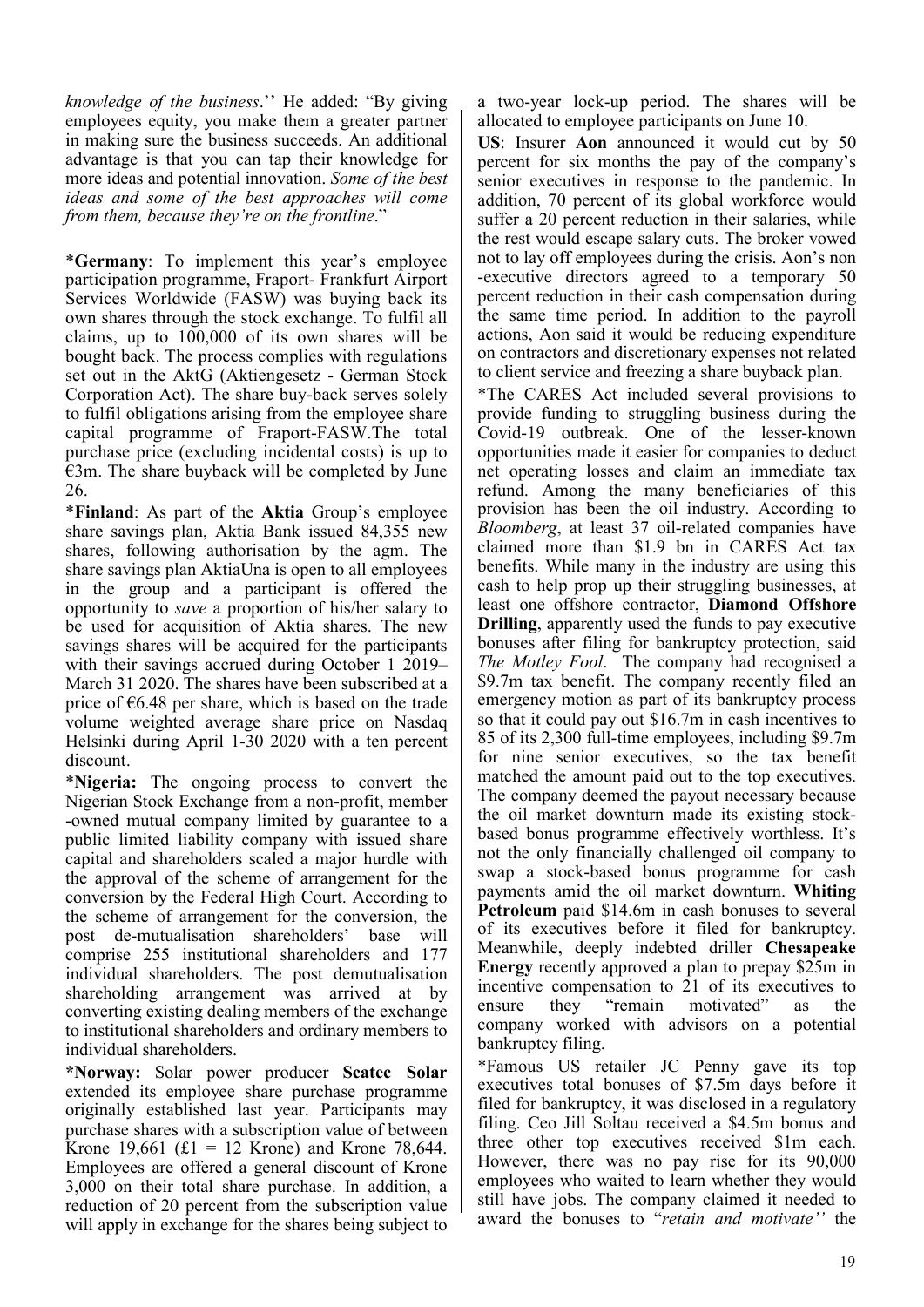*knowledge of the business*.'' He added: "By giving employees equity, you make them a greater partner in making sure the business succeeds. An additional advantage is that you can tap their knowledge for more ideas and potential innovation. *Some of the best ideas and some of the best approaches will come from them, because they're on the frontline*."

*​**Germany**: To implement this year's employee participation programme, Fraport- Frankfurt Airport Services Worldwide (FASW) was buying back its own shares through the stock exchange. To fulfil all claims, up to 100,000 of its own shares will be bought back. The process complies with regulations set out in the AktG (Aktiengesetz - German Stock Corporation Act). The share buy-back serves solely to fulfil obligations arising from the employee share capital programme of Fraport-FASW.The total purchase price (excluding incidental costs) is up to €3m. The share buyback will be completed by June 26.

*​**Finland**: As part of the **Aktia** Group's employee share savings plan, Aktia Bank issued 84,355 new shares, following authorisation by the agm. The share savings plan AktiaUna is open to all employees in the group and a participant is offered the opportunity to *save* a proportion of his/her salary to be used for acquisition of Aktia shares. The new savings shares will be acquired for the participants with their savings accrued during October 1 2019– March 31 2020. The shares have been subscribed at a price of €6.48 per share, which is based on the trade volume weighted average share price on Nasdaq Helsinki during April 1-30 2020 with a ten percent discount.

*​**Nigeria:** The ongoing process to convert the Nigerian Stock Exchange from a non-profit, member -owned mutual company limited by guarantee to a public limited liability company with issued share capital and shareholders scaled a major hurdle with the approval of the scheme of arrangement for the conversion by the Federal High Court. According to the scheme of arrangement for the conversion, the post de-mutualisation shareholders' base will comprise 255 institutional shareholders and 177 individual shareholders. The post demutualisation shareholding arrangement was arrived at by converting existing dealing members of the exchange to institutional shareholders and ordinary members to individual shareholders.

*​**Norway:** Solar power producer **Scatec Solar** extended its employee share purchase programme originally established last year. Participants may purchase shares with a subscription value of between Krone 19,661 (£1 = 12 Krone) and Krone 78,644. Employees are offered a general discount of Krone 3,000 on their total share purchase. In addition, a reduction of 20 percent from the subscription value will apply in exchange for the shares being subject to a two-year lock-up period. The shares will be allocated to employee participants on June 10.

**US**: Insurer **Aon** announced it would cut by 50 percent for six months the pay of the company's senior executives in response to the pandemic. In addition, 70 percent of its global workforce would suffer a 20 percent reduction in their salaries, while the rest would escape salary cuts. The broker vowed not to lay off employees during the crisis. Aon's non -executive directors agreed to a temporary 50 percent reduction in their cash compensation during the same time period. In addition to the payroll actions, Aon said it would be reducing expenditure on contractors and discretionary expenses not related to client service and freezing a share buyback plan.

*The CARES Act included several provisions to provide funding to struggling business during the Covid-19 outbreak. One of the lesser-known opportunities made it easier for companies to deduct net operating losses and claim an immediate tax refund. Among the many beneficiaries of this provision has been the oil industry. According to *Bloomberg*, at least 37 oil-related companies have claimed more than $1.9 bn in CARES Act tax benefits. While many in the industry are using this cash to help prop up their struggling businesses, at least one offshore contractor, **Diamond Offshore Drilling**, apparently used the funds to pay executive bonuses after filing for bankruptcy protection, said *The Motley Fool*. The company had recognised a $9.7m tax benefit. The company recently filed an emergency motion as part of its bankruptcy process so that it could pay out $16.7m in cash incentives to 85 of its 2,300 full-time employees, including $9.7m for nine senior executives, so the tax benefit matched the amount paid out to the top executives. The company deemed the payout necessary because the oil market downturn made its existing stock-based bonus programme effectively worthless. It's not the only financially challenged oil company to swap a stock-based bonus programme for cash payments amid the oil market downturn. **Whiting Petroleum** paid $14.6m in cash bonuses to several of its executives before it filed for bankruptcy. Meanwhile, deeply indebted driller **Chesapeake Energy** recently approved a plan to prepay $25m in incentive compensation to 21 of its executives to ensure they "remain motivated" as the company worked with advisors on a potential bankruptcy filing.

*Famous US retailer JC Penny gave its top executives total bonuses of $7.5m days before it filed for bankruptcy, it was disclosed in a regulatory filing. Ceo Jill Soltau received a $4.5m bonus and three other top executives received $1m each. However, there was no pay rise for its 90,000 employees who waited to learn whether they would still have jobs. The company claimed it needed to award the bonuses to "*retain and motivate''* the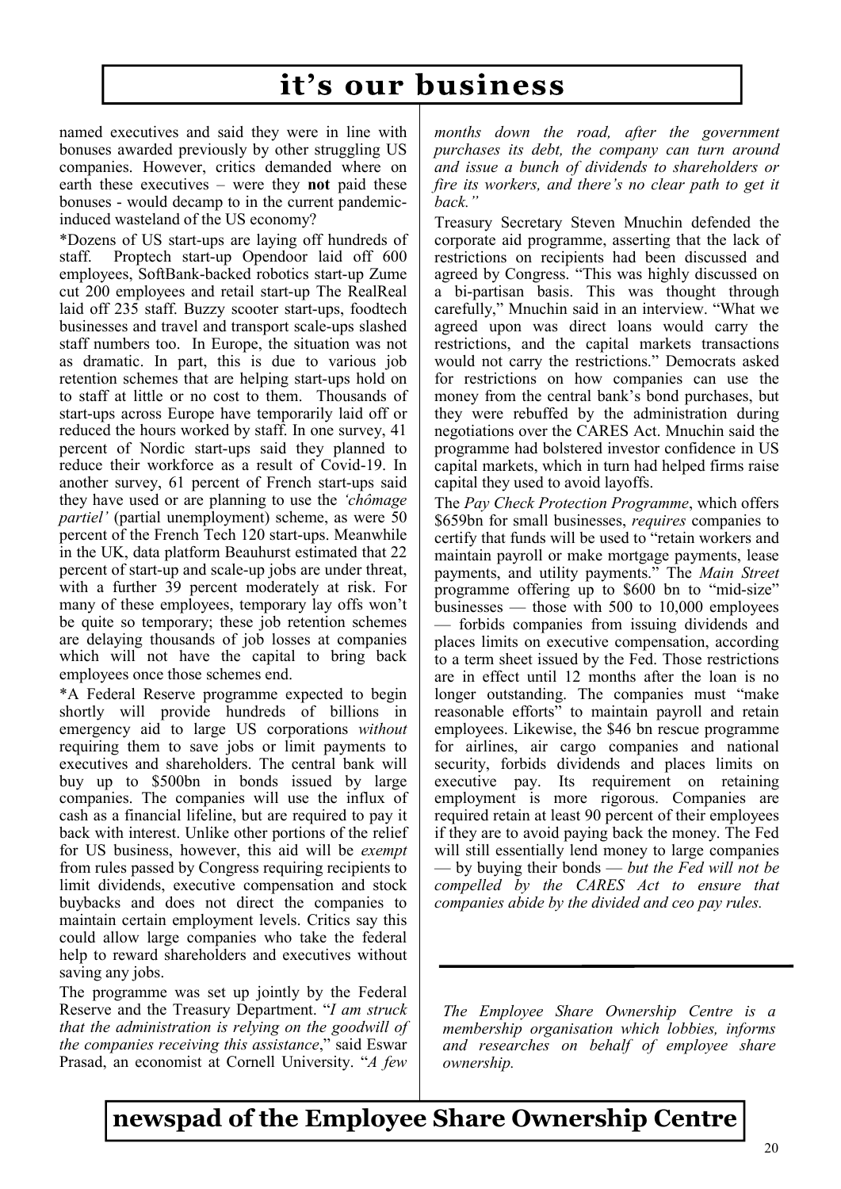# it's our business

named executives and said they were in line with bonuses awarded previously by other struggling US companies. However, critics demanded where on earth these executives – were they **not** paid these bonuses - would decamp to in the current pandemic-induced wasteland of the US economy?

*Dozens of US start-ups are laying off hundreds of staff. Proptech start-up Opendoor laid off 600 employees, SoftBank-backed robotics start-up Zume cut 200 employees and retail start-up The RealReal laid off 235 staff. Buzzy scooter start-ups, foodtech businesses and travel and transport scale-ups slashed staff numbers too. In Europe, the situation was not as dramatic. In part, this is due to various job retention schemes that are helping start-ups hold on to staff at little or no cost to them. Thousands of start-ups across Europe have temporarily laid off or reduced the hours worked by staff. In one survey, 41 percent of Nordic start-ups said they planned to reduce their workforce as a result of Covid-19. In another survey, 61 percent of French start-ups said they have used or are planning to use the *'chômage partiel'* (partial unemployment) scheme, as were 50 percent of the French Tech 120 start-ups. Meanwhile in the UK, data platform Beauhurst estimated that 22 percent of start-up and scale-up jobs are under threat, with a further 39 percent moderately at risk. For many of these employees, temporary lay offs won't be quite so temporary; these job retention schemes are delaying thousands of job losses at companies which will not have the capital to bring back employees once those schemes end.

*A Federal Reserve programme expected to begin shortly will provide hundreds of billions in emergency aid to large US corporations *without* requiring them to save jobs or limit payments to executives and shareholders. The central bank will buy up to $500bn in bonds issued by large companies. The companies will use the influx of cash as a financial lifeline, but are required to pay it back with interest. Unlike other portions of the relief for US business, however, this aid will be *exempt* from rules passed by Congress requiring recipients to limit dividends, executive compensation and stock buybacks and does not direct the companies to maintain certain employment levels. Critics say this could allow large companies who take the federal help to reward shareholders and executives without saving any jobs.

The programme was set up jointly by the Federal Reserve and the Treasury Department. "*I am struck that the administration is relying on the goodwill of the companies receiving this assistance*," said Eswar Prasad, an economist at Cornell University. "*A few months down the road, after the government purchases its debt, the company can turn around and issue a bunch of dividends to shareholders or fire its workers, and there's no clear path to get it back.*"

Treasury Secretary Steven Mnuchin defended the corporate aid programme, asserting that the lack of restrictions on recipients had been discussed and agreed by Congress. "This was highly discussed on a bi-partisan basis. This was thought through carefully," Mnuchin said in an interview. "What we agreed upon was direct loans would carry the restrictions, and the capital markets transactions would not carry the restrictions." Democrats asked for restrictions on how companies can use the money from the central bank's bond purchases, but they were rebuffed by the administration during negotiations over the CARES Act. Mnuchin said the programme had bolstered investor confidence in US capital markets, which in turn had helped firms raise capital they used to avoid layoffs.

The *Pay Check Protection Programme*, which offers $659bn for small businesses, *requires* companies to certify that funds will be used to "retain workers and maintain payroll or make mortgage payments, lease payments, and utility payments." The *Main Street* programme offering up to $600 bn to "mid-size" businesses — those with 500 to 10,000 employees — forbids companies from issuing dividends and places limits on executive compensation, according to a term sheet issued by the Fed. Those restrictions are in effect until 12 months after the loan is no longer outstanding. The companies must "make reasonable efforts" to maintain payroll and retain employees. Likewise, the $46 bn rescue programme for airlines, air cargo companies and national security, forbids dividends and places limits on executive pay. Its requirement on retaining employment is more rigorous. Companies are required retain at least 90 percent of their employees if they are to avoid paying back the money. The Fed will still essentially lend money to large companies — by buying their bonds — *but the Fed will not be compelled by the CARES Act to ensure that companies abide by the divided and ceo pay rules.*

*The Employee Share Ownership Centre is a membership organisation which lobbies, informs and researches on behalf of employee share ownership.*

**newspad of the Employee Share Ownership Centre**